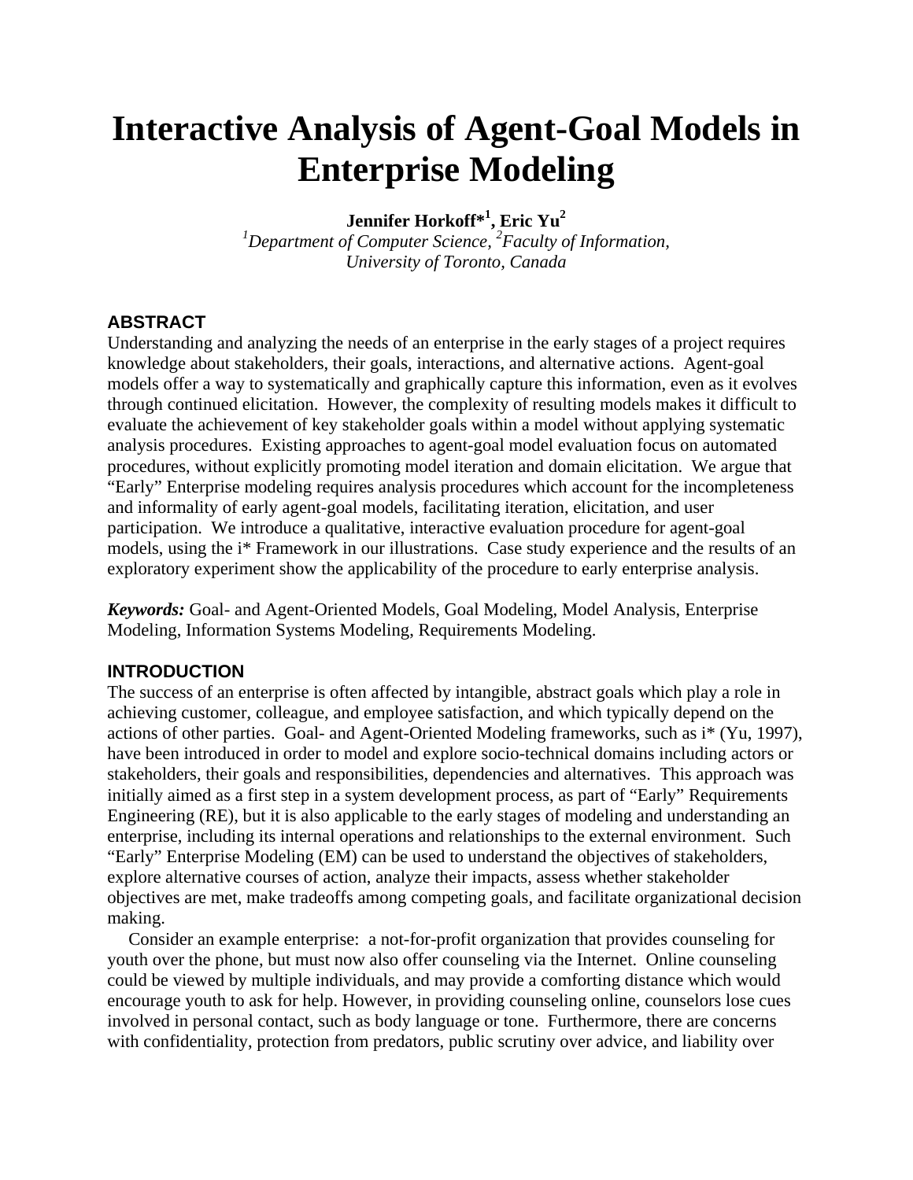# Interactive Analysis of Agent-Goal Models in Enterprise Modeling

**Jennifer Horkoff*[1], Eric Yu[2]**
*[1]Department of Computer Science, [2]Faculty of Information,*
*University of Toronto, Canada*

## ABSTRACT

Understanding and analyzing the needs of an enterprise in the early stages of a project requires knowledge about stakeholders, their goals, interactions, and alternative actions. Agent-goal models offer a way to systematically and graphically capture this information, even as it evolves through continued elicitation. However, the complexity of resulting models makes it difficult to evaluate the achievement of key stakeholder goals within a model without applying systematic analysis procedures. Existing approaches to agent-goal model evaluation focus on automated procedures, without explicitly promoting model iteration and domain elicitation. We argue that "Early" Enterprise modeling requires analysis procedures which account for the incompleteness and informality of early agent-goal models, facilitating iteration, elicitation, and user participation. We introduce a qualitative, interactive evaluation procedure for agent-goal models, using the i* Framework in our illustrations. Case study experience and the results of an exploratory experiment show the applicability of the procedure to early enterprise analysis.

***Keywords:*** Goal- and Agent-Oriented Models, Goal Modeling, Model Analysis, Enterprise Modeling, Information Systems Modeling, Requirements Modeling.

## INTRODUCTION

The success of an enterprise is often affected by intangible, abstract goals which play a role in achieving customer, colleague, and employee satisfaction, and which typically depend on the actions of other parties. Goal- and Agent-Oriented Modeling frameworks, such as i* (Yu, 1997), have been introduced in order to model and explore socio-technical domains including actors or stakeholders, their goals and responsibilities, dependencies and alternatives. This approach was initially aimed as a first step in a system development process, as part of "Early" Requirements Engineering (RE), but it is also applicable to the early stages of modeling and understanding an enterprise, including its internal operations and relationships to the external environment. Such "Early" Enterprise Modeling (EM) can be used to understand the objectives of stakeholders, explore alternative courses of action, analyze their impacts, assess whether stakeholder objectives are met, make tradeoffs among competing goals, and facilitate organizational decision making.

Consider an example enterprise: a not-for-profit organization that provides counseling for youth over the phone, but must now also offer counseling via the Internet. Online counseling could be viewed by multiple individuals, and may provide a comforting distance which would encourage youth to ask for help. However, in providing counseling online, counselors lose cues involved in personal contact, such as body language or tone. Furthermore, there are concerns with confidentiality, protection from predators, public scrutiny over advice, and liability over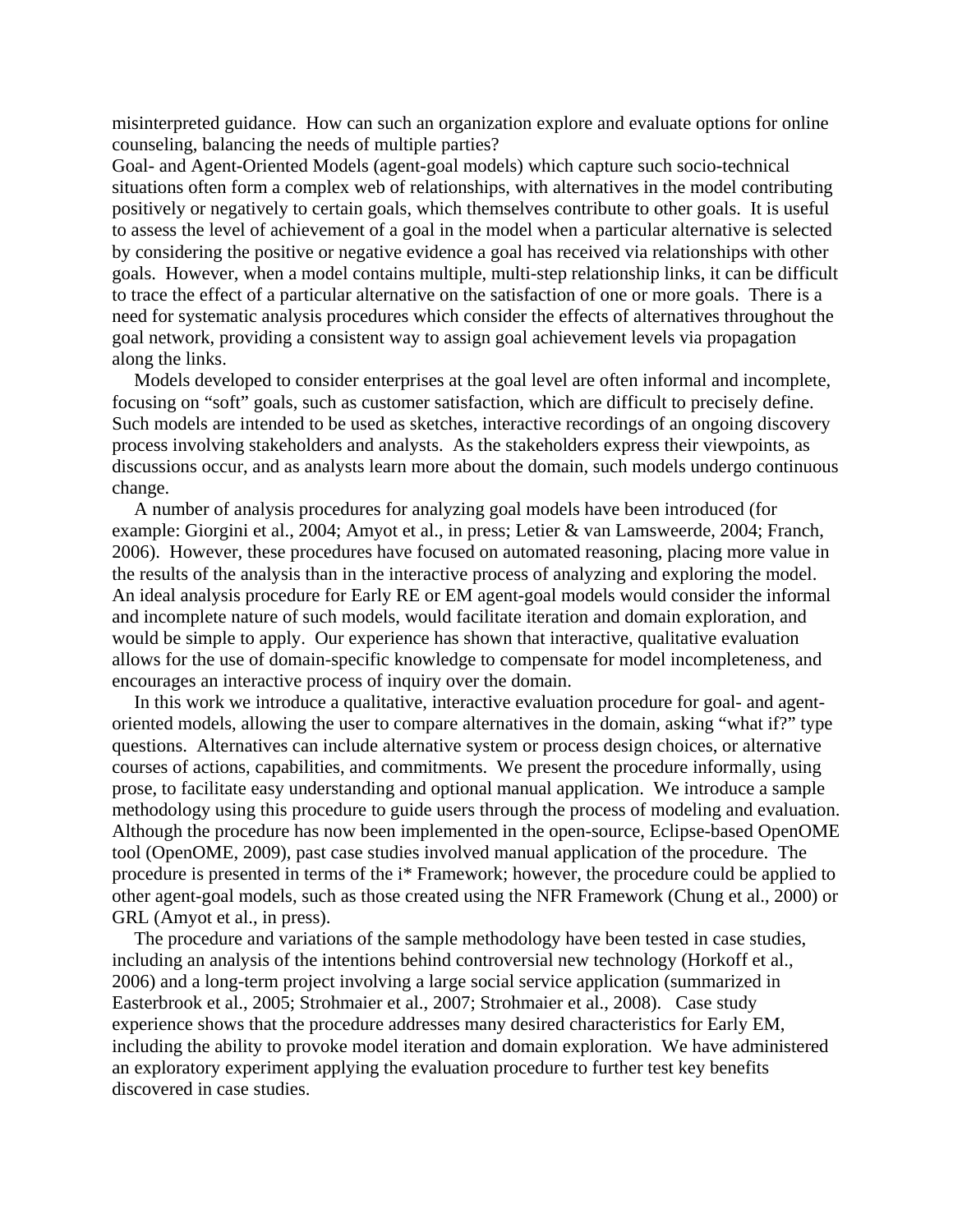misinterpreted guidance. How can such an organization explore and evaluate options for online counseling, balancing the needs of multiple parties?

Goal- and Agent-Oriented Models (agent-goal models) which capture such socio-technical situations often form a complex web of relationships, with alternatives in the model contributing positively or negatively to certain goals, which themselves contribute to other goals. It is useful to assess the level of achievement of a goal in the model when a particular alternative is selected by considering the positive or negative evidence a goal has received via relationships with other goals. However, when a model contains multiple, multi-step relationship links, it can be difficult to trace the effect of a particular alternative on the satisfaction of one or more goals. There is a need for systematic analysis procedures which consider the effects of alternatives throughout the goal network, providing a consistent way to assign goal achievement levels via propagation along the links.

Models developed to consider enterprises at the goal level are often informal and incomplete, focusing on "soft" goals, such as customer satisfaction, which are difficult to precisely define. Such models are intended to be used as sketches, interactive recordings of an ongoing discovery process involving stakeholders and analysts. As the stakeholders express their viewpoints, as discussions occur, and as analysts learn more about the domain, such models undergo continuous change.

A number of analysis procedures for analyzing goal models have been introduced (for example: Giorgini et al., 2004; Amyot et al., in press; Letier & van Lamsweerde, 2004; Franch, 2006). However, these procedures have focused on automated reasoning, placing more value in the results of the analysis than in the interactive process of analyzing and exploring the model. An ideal analysis procedure for Early RE or EM agent-goal models would consider the informal and incomplete nature of such models, would facilitate iteration and domain exploration, and would be simple to apply. Our experience has shown that interactive, qualitative evaluation allows for the use of domain-specific knowledge to compensate for model incompleteness, and encourages an interactive process of inquiry over the domain.

In this work we introduce a qualitative, interactive evaluation procedure for goal- and agent-oriented models, allowing the user to compare alternatives in the domain, asking "what if?" type questions. Alternatives can include alternative system or process design choices, or alternative courses of actions, capabilities, and commitments. We present the procedure informally, using prose, to facilitate easy understanding and optional manual application. We introduce a sample methodology using this procedure to guide users through the process of modeling and evaluation. Although the procedure has now been implemented in the open-source, Eclipse-based OpenOME tool (OpenOME, 2009), past case studies involved manual application of the procedure. The procedure is presented in terms of the i* Framework; however, the procedure could be applied to other agent-goal models, such as those created using the NFR Framework (Chung et al., 2000) or GRL (Amyot et al., in press).

The procedure and variations of the sample methodology have been tested in case studies, including an analysis of the intentions behind controversial new technology (Horkoff et al., 2006) and a long-term project involving a large social service application (summarized in Easterbrook et al., 2005; Strohmaier et al., 2007; Strohmaier et al., 2008). Case study experience shows that the procedure addresses many desired characteristics for Early EM, including the ability to provoke model iteration and domain exploration. We have administered an exploratory experiment applying the evaluation procedure to further test key benefits discovered in case studies.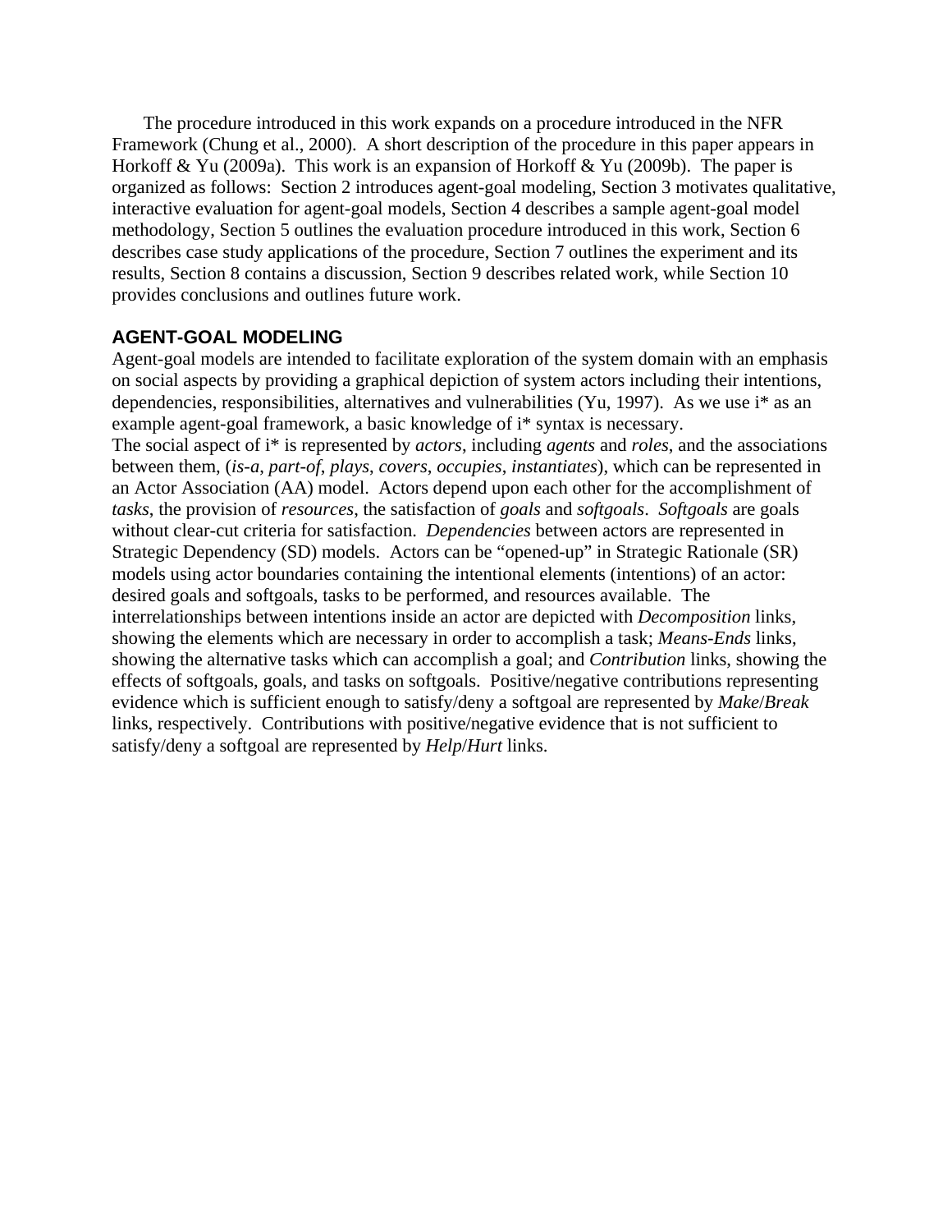The procedure introduced in this work expands on a procedure introduced in the NFR Framework (Chung et al., 2000). A short description of the procedure in this paper appears in Horkoff & Yu (2009a). This work is an expansion of Horkoff & Yu (2009b). The paper is organized as follows: Section 2 introduces agent-goal modeling, Section 3 motivates qualitative, interactive evaluation for agent-goal models, Section 4 describes a sample agent-goal model methodology, Section 5 outlines the evaluation procedure introduced in this work, Section 6 describes case study applications of the procedure, Section 7 outlines the experiment and its results, Section 8 contains a discussion, Section 9 describes related work, while Section 10 provides conclusions and outlines future work.

## AGENT-GOAL MODELING

Agent-goal models are intended to facilitate exploration of the system domain with an emphasis on social aspects by providing a graphical depiction of system actors including their intentions, dependencies, responsibilities, alternatives and vulnerabilities (Yu, 1997). As we use i* as an example agent-goal framework, a basic knowledge of i* syntax is necessary.

The social aspect of i* is represented by *actors*, including *agents* and *roles*, and the associations between them, (*is-a*, *part-of*, *plays*, *covers*, *occupies*, *instantiates*), which can be represented in an Actor Association (AA) model. Actors depend upon each other for the accomplishment of *tasks*, the provision of *resources*, the satisfaction of *goals* and *softgoals*. *Softgoals* are goals without clear-cut criteria for satisfaction. *Dependencies* between actors are represented in Strategic Dependency (SD) models. Actors can be "opened-up" in Strategic Rationale (SR) models using actor boundaries containing the intentional elements (intentions) of an actor: desired goals and softgoals, tasks to be performed, and resources available. The interrelationships between intentions inside an actor are depicted with *Decomposition* links, showing the elements which are necessary in order to accomplish a task; *Means-Ends* links, showing the alternative tasks which can accomplish a goal; and *Contribution* links, showing the effects of softgoals, goals, and tasks on softgoals. Positive/negative contributions representing evidence which is sufficient enough to satisfy/deny a softgoal are represented by *Make*/*Break* links, respectively. Contributions with positive/negative evidence that is not sufficient to satisfy/deny a softgoal are represented by *Help*/*Hurt* links.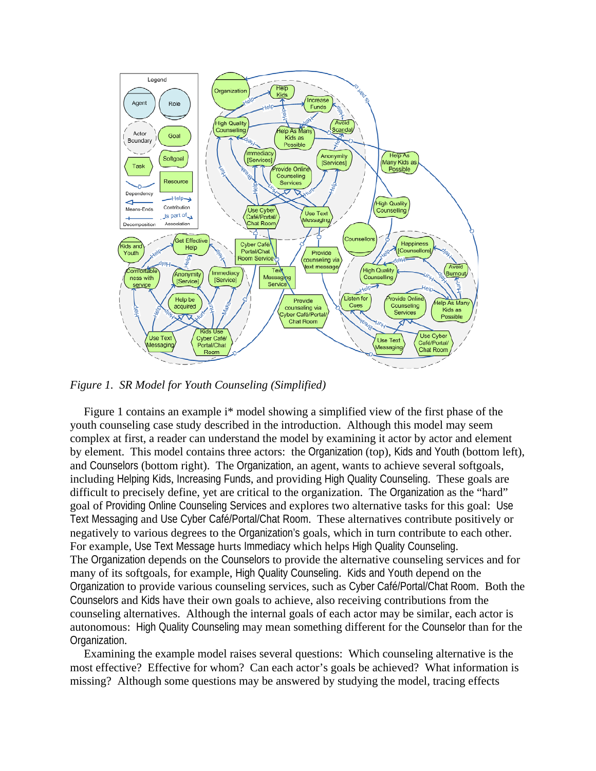*Figure 1. SR Model for Youth Counseling (Simplified)*

Figure 1 contains an example i* model showing a simplified view of the first phase of the youth counseling case study described in the introduction. Although this model may seem complex at first, a reader can understand the model by examining it actor by actor and element by element. This model contains three actors: the Organization (top), Kids and Youth (bottom left), and Counselors (bottom right). The Organization, an agent, wants to achieve several softgoals, including Helping Kids, Increasing Funds, and providing High Quality Counseling. These goals are difficult to precisely define, yet are critical to the organization. The Organization as the "hard" goal of Providing Online Counseling Services and explores two alternative tasks for this goal: Use Text Messaging and Use Cyber Café/Portal/Chat Room. These alternatives contribute positively or negatively to various degrees to the Organization's goals, which in turn contribute to each other. For example, Use Text Message hurts Immediacy which helps High Quality Counseling. The Organization depends on the Counselors to provide the alternative counseling services and for many of its softgoals, for example, High Quality Counseling. Kids and Youth depend on the Organization to provide various counseling services, such as Cyber Café/Portal/Chat Room. Both the Counselors and Kids have their own goals to achieve, also receiving contributions from the counseling alternatives. Although the internal goals of each actor may be similar, each actor is autonomous: High Quality Counseling may mean something different for the Counselor than for the Organization.

Examining the example model raises several questions: Which counseling alternative is the most effective? Effective for whom? Can each actor's goals be achieved? What information is missing? Although some questions may be answered by studying the model, tracing effects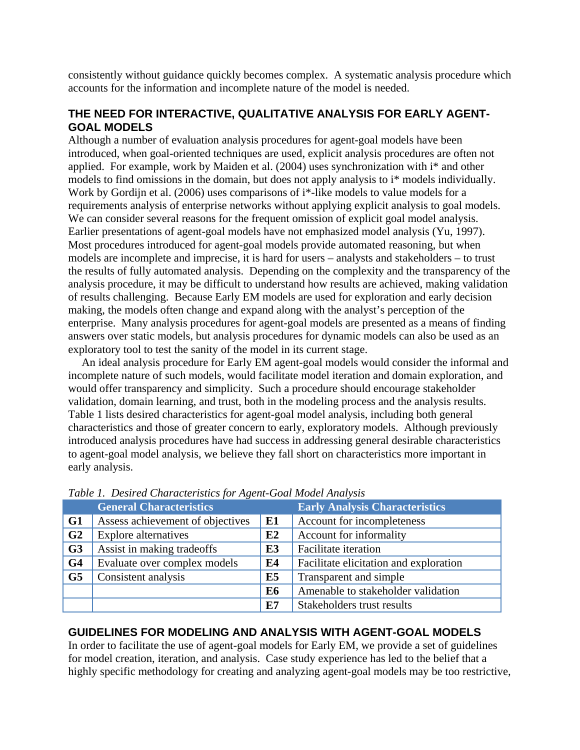consistently without guidance quickly becomes complex. A systematic analysis procedure which accounts for the information and incomplete nature of the model is needed.

## THE NEED FOR INTERACTIVE, QUALITATIVE ANALYSIS FOR EARLY AGENT-GOAL MODELS

Although a number of evaluation analysis procedures for agent-goal models have been introduced, when goal-oriented techniques are used, explicit analysis procedures are often not applied. For example, work by Maiden et al. (2004) uses synchronization with i* and other models to find omissions in the domain, but does not apply analysis to i* models individually. Work by Gordijn et al. (2006) uses comparisons of i*-like models to value models for a requirements analysis of enterprise networks without applying explicit analysis to goal models. We can consider several reasons for the frequent omission of explicit goal model analysis. Earlier presentations of agent-goal models have not emphasized model analysis (Yu, 1997). Most procedures introduced for agent-goal models provide automated reasoning, but when models are incomplete and imprecise, it is hard for users – analysts and stakeholders – to trust the results of fully automated analysis. Depending on the complexity and the transparency of the analysis procedure, it may be difficult to understand how results are achieved, making validation of results challenging. Because Early EM models are used for exploration and early decision making, the models often change and expand along with the analyst's perception of the enterprise. Many analysis procedures for agent-goal models are presented as a means of finding answers over static models, but analysis procedures for dynamic models can also be used as an exploratory tool to test the sanity of the model in its current stage.

An ideal analysis procedure for Early EM agent-goal models would consider the informal and incomplete nature of such models, would facilitate model iteration and domain exploration, and would offer transparency and simplicity. Such a procedure should encourage stakeholder validation, domain learning, and trust, both in the modeling process and the analysis results. Table 1 lists desired characteristics for agent-goal model analysis, including both general characteristics and those of greater concern to early, exploratory models. Although previously introduced analysis procedures have had success in addressing general desirable characteristics to agent-goal model analysis, we believe they fall short on characteristics more important in early analysis.

*Table 1. Desired Characteristics for Agent-Goal Model Analysis*

| | General Characteristics | | Early Analysis Characteristics |
|---|---|---|---|
| **G1** | Assess achievement of objectives | **E1** | Account for incompleteness |
| **G2** | Explore alternatives | **E2** | Account for informality |
| **G3** | Assist in making tradeoffs | **E3** | Facilitate iteration |
| **G4** | Evaluate over complex models | **E4** | Facilitate elicitation and exploration |
| **G5** | Consistent analysis | **E5** | Transparent and simple |
| | | **E6** | Amenable to stakeholder validation |
| | | **E7** | Stakeholders trust results |

## GUIDELINES FOR MODELING AND ANALYSIS WITH AGENT-GOAL MODELS

In order to facilitate the use of agent-goal models for Early EM, we provide a set of guidelines for model creation, iteration, and analysis. Case study experience has led to the belief that a highly specific methodology for creating and analyzing agent-goal models may be too restrictive,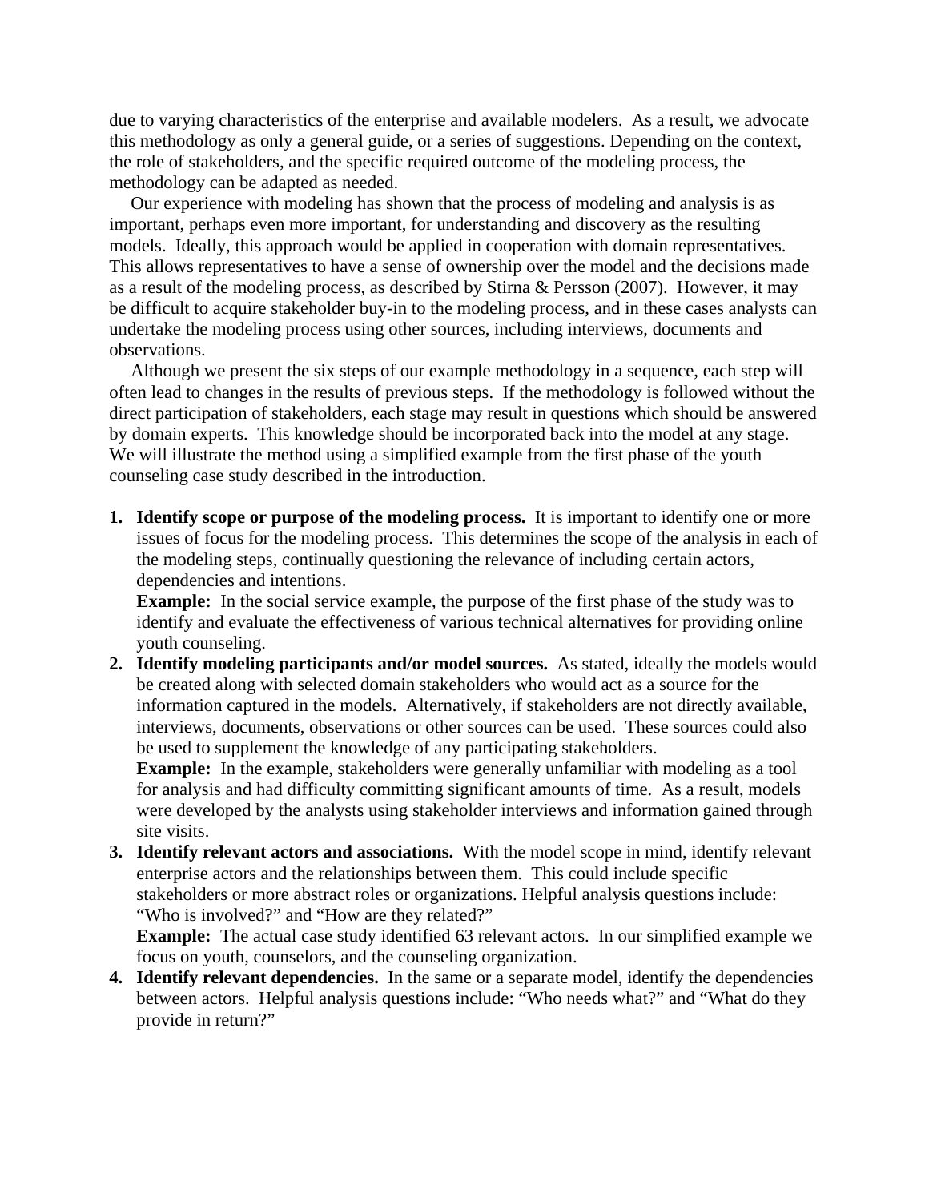due to varying characteristics of the enterprise and available modelers. As a result, we advocate this methodology as only a general guide, or a series of suggestions. Depending on the context, the role of stakeholders, and the specific required outcome of the modeling process, the methodology can be adapted as needed.

Our experience with modeling has shown that the process of modeling and analysis is as important, perhaps even more important, for understanding and discovery as the resulting models. Ideally, this approach would be applied in cooperation with domain representatives. This allows representatives to have a sense of ownership over the model and the decisions made as a result of the modeling process, as described by Stirna & Persson (2007). However, it may be difficult to acquire stakeholder buy-in to the modeling process, and in these cases analysts can undertake the modeling process using other sources, including interviews, documents and observations.

Although we present the six steps of our example methodology in a sequence, each step will often lead to changes in the results of previous steps. If the methodology is followed without the direct participation of stakeholders, each stage may result in questions which should be answered by domain experts. This knowledge should be incorporated back into the model at any stage. We will illustrate the method using a simplified example from the first phase of the youth counseling case study described in the introduction.

1. **Identify scope or purpose of the modeling process.** It is important to identify one or more issues of focus for the modeling process. This determines the scope of the analysis in each of the modeling steps, continually questioning the relevance of including certain actors, dependencies and intentions.
   **Example:** In the social service example, the purpose of the first phase of the study was to identify and evaluate the effectiveness of various technical alternatives for providing online youth counseling.
2. **Identify modeling participants and/or model sources.** As stated, ideally the models would be created along with selected domain stakeholders who would act as a source for the information captured in the models. Alternatively, if stakeholders are not directly available, interviews, documents, observations or other sources can be used. These sources could also be used to supplement the knowledge of any participating stakeholders.
   **Example:** In the example, stakeholders were generally unfamiliar with modeling as a tool for analysis and had difficulty committing significant amounts of time. As a result, models were developed by the analysts using stakeholder interviews and information gained through site visits.
3. **Identify relevant actors and associations.** With the model scope in mind, identify relevant enterprise actors and the relationships between them. This could include specific stakeholders or more abstract roles or organizations. Helpful analysis questions include: "Who is involved?" and "How are they related?"
   **Example:** The actual case study identified 63 relevant actors. In our simplified example we focus on youth, counselors, and the counseling organization.
4. **Identify relevant dependencies.** In the same or a separate model, identify the dependencies between actors. Helpful analysis questions include: "Who needs what?" and "What do they provide in return?"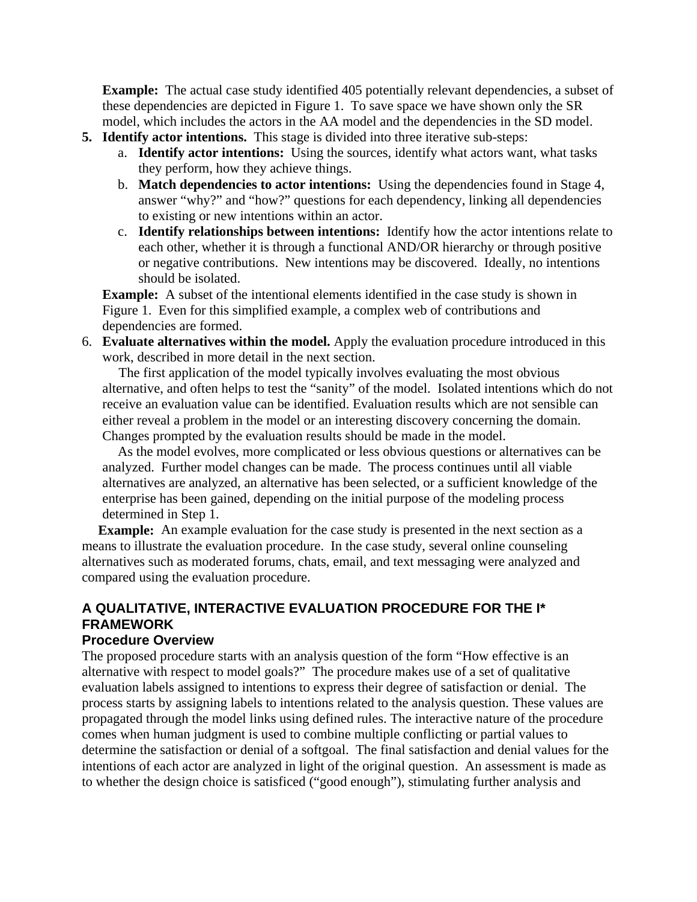**Example:** The actual case study identified 405 potentially relevant dependencies, a subset of these dependencies are depicted in Figure 1. To save space we have shown only the SR model, which includes the actors in the AA model and the dependencies in the SD model.

5. **Identify actor intentions.** This stage is divided into three iterative sub-steps:
   a. **Identify actor intentions:** Using the sources, identify what actors want, what tasks they perform, how they achieve things.
   b. **Match dependencies to actor intentions:** Using the dependencies found in Stage 4, answer "why?" and "how?" questions for each dependency, linking all dependencies to existing or new intentions within an actor.
   c. **Identify relationships between intentions:** Identify how the actor intentions relate to each other, whether it is through a functional AND/OR hierarchy or through positive or negative contributions. New intentions may be discovered. Ideally, no intentions should be isolated.

   **Example:** A subset of the intentional elements identified in the case study is shown in Figure 1. Even for this simplified example, a complex web of contributions and dependencies are formed.

6. **Evaluate alternatives within the model.** Apply the evaluation procedure introduced in this work, described in more detail in the next section.

   The first application of the model typically involves evaluating the most obvious alternative, and often helps to test the "sanity" of the model. Isolated intentions which do not receive an evaluation value can be identified. Evaluation results which are not sensible can either reveal a problem in the model or an interesting discovery concerning the domain. Changes prompted by the evaluation results should be made in the model.

   As the model evolves, more complicated or less obvious questions or alternatives can be analyzed. Further model changes can be made. The process continues until all viable alternatives are analyzed, an alternative has been selected, or a sufficient knowledge of the enterprise has been gained, depending on the initial purpose of the modeling process determined in Step 1.

**Example:** An example evaluation for the case study is presented in the next section as a means to illustrate the evaluation procedure. In the case study, several online counseling alternatives such as moderated forums, chats, email, and text messaging were analyzed and compared using the evaluation procedure.

## A QUALITATIVE, INTERACTIVE EVALUATION PROCEDURE FOR THE I* FRAMEWORK

### Procedure Overview

The proposed procedure starts with an analysis question of the form "How effective is an alternative with respect to model goals?" The procedure makes use of a set of qualitative evaluation labels assigned to intentions to express their degree of satisfaction or denial. The process starts by assigning labels to intentions related to the analysis question. These values are propagated through the model links using defined rules. The interactive nature of the procedure comes when human judgment is used to combine multiple conflicting or partial values to determine the satisfaction or denial of a softgoal. The final satisfaction and denial values for the intentions of each actor are analyzed in light of the original question. An assessment is made as to whether the design choice is satisficed ("good enough"), stimulating further analysis and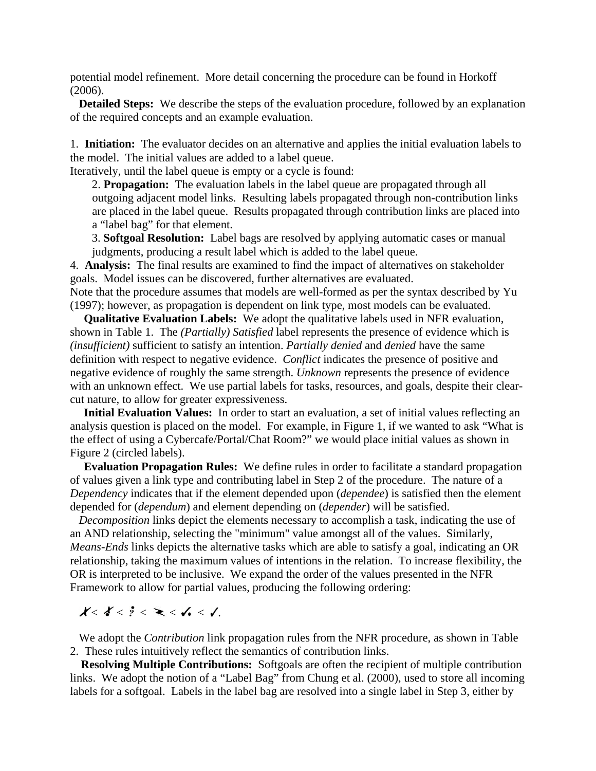potential model refinement. More detail concerning the procedure can be found in Horkoff (2006).

**Detailed Steps:** We describe the steps of the evaluation procedure, followed by an explanation of the required concepts and an example evaluation.

1. **Initiation:** The evaluator decides on an alternative and applies the initial evaluation labels to the model. The initial values are added to a label queue.

Iteratively, until the label queue is empty or a cycle is found:

> 2. **Propagation:** The evaluation labels in the label queue are propagated through all outgoing adjacent model links. Resulting labels propagated through non-contribution links are placed in the label queue. Results propagated through contribution links are placed into a "label bag" for that element.
>
> 3. **Softgoal Resolution:** Label bags are resolved by applying automatic cases or manual judgments, producing a result label which is added to the label queue.

4. **Analysis:** The final results are examined to find the impact of alternatives on stakeholder goals. Model issues can be discovered, further alternatives are evaluated.

Note that the procedure assumes that models are well-formed as per the syntax described by Yu (1997); however, as propagation is dependent on link type, most models can be evaluated.

**Qualitative Evaluation Labels:** We adopt the qualitative labels used in NFR evaluation, shown in Table 1. The *(Partially) Satisfied* label represents the presence of evidence which is *(insufficient)* sufficient to satisfy an intention. *Partially denied* and *denied* have the same definition with respect to negative evidence. *Conflict* indicates the presence of positive and negative evidence of roughly the same strength. *Unknown* represents the presence of evidence with an unknown effect. We use partial labels for tasks, resources, and goals, despite their clear-cut nature, to allow for greater expressiveness.

**Initial Evaluation Values:** In order to start an evaluation, a set of initial values reflecting an analysis question is placed on the model. For example, in Figure 1, if we wanted to ask "What is the effect of using a Cybercafe/Portal/Chat Room?" we would place initial values as shown in Figure 2 (circled labels).

**Evaluation Propagation Rules:** We define rules in order to facilitate a standard propagation of values given a link type and contributing label in Step 2 of the procedure. The nature of a *Dependency* indicates that if the element depended upon (*dependee*) is satisfied then the element depended for (*dependum*) and element depending on (*depender*) will be satisfied.

*Decomposition* links depict the elements necessary to accomplish a task, indicating the use of an AND relationship, selecting the "minimum" value amongst all of the values. Similarly, *Means-Ends* links depicts the alternative tasks which are able to satisfy a goal, indicating an OR relationship, taking the maximum values of intentions in the relation. To increase flexibility, the OR is interpreted to be inclusive. We expand the order of the values presented in the NFR Framework to allow for partial values, producing the following ordering:

✗ < ✗• < ? < ⚡ < ✓• < ✓.

We adopt the *Contribution* link propagation rules from the NFR procedure, as shown in Table 2. These rules intuitively reflect the semantics of contribution links.

**Resolving Multiple Contributions:** Softgoals are often the recipient of multiple contribution links. We adopt the notion of a "Label Bag" from Chung et al. (2000), used to store all incoming labels for a softgoal. Labels in the label bag are resolved into a single label in Step 3, either by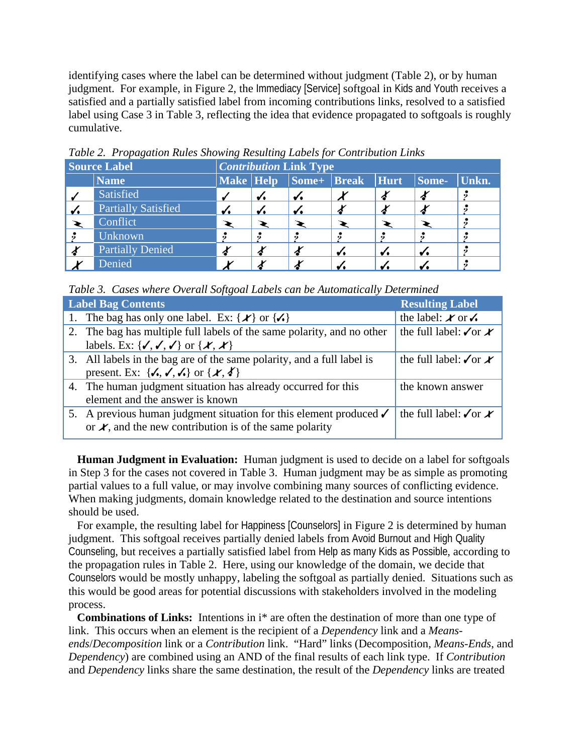identifying cases where the label can be determined without judgment (Table 2), or by human judgment. For example, in Figure 2, the Immediacy [Service] softgoal in Kids and Youth receives a satisfied and a partially satisfied label from incoming contributions links, resolved to a satisfied label using Case 3 in Table 3, reflecting the idea that evidence propagated to softgoals is roughly cumulative.

*Table 2. Propagation Rules Showing Resulting Labels for Contribution Links*

| Source Label | | *Contribution* Link Type | | | | | | |
|---|---|---|---|---|---|---|---|---|
| | Name | Make | Help | Some+ | Break | Hurt | Some- | Unkn. |
| ✓ | Satisfied | ✓ | ✓. | ✓. | ✗ | ✗. | ✗. | ? |
| ✓. | Partially Satisfied | ✓. | ✓. | ✓. | ✗. | ✗. | ✗. | ? |
| ⚡ | Conflict | ⚡ | ⚡ | ⚡ | ⚡ | ⚡ | ⚡ | ? |
| ? | Unknown | ? | ? | ? | ? | ? | ? | ? |
| ✗. | Partially Denied | ✗. | ✗. | ✗. | ✓. | ✓. | ✓. | ? |
| ✗ | Denied | ✗ | ✗. | ✗. | ✓. | ✓. | ✓. | ? |

*Table 3. Cases where Overall Softgoal Labels can be Automatically Determined*

| Label Bag Contents | Resulting Label |
|---|---|
| 1. The bag has only one label. Ex: {✗} or {✓.} | the label: ✗ or ✓. |
| 2. The bag has multiple full labels of the same polarity, and no other labels. Ex: {✓, ✓, ✓} or {✗, ✗} | the full label: ✓or ✗ |
| 3. All labels in the bag are of the same polarity, and a full label is present. Ex: {✓., ✓, ✓.} or {✗, ✗.} | the full label: ✓or ✗ |
| 4. The human judgment situation has already occurred for this element and the answer is known | the known answer |
| 5. A previous human judgment situation for this element produced ✓ or ✗, and the new contribution is of the same polarity | the full label: ✓or ✗ |

**Human Judgment in Evaluation:** Human judgment is used to decide on a label for softgoals in Step 3 for the cases not covered in Table 3. Human judgment may be as simple as promoting partial values to a full value, or may involve combining many sources of conflicting evidence. When making judgments, domain knowledge related to the destination and source intentions should be used.

For example, the resulting label for Happiness [Counselors] in Figure 2 is determined by human judgment. This softgoal receives partially denied labels from Avoid Burnout and High Quality Counseling, but receives a partially satisfied label from Help as many Kids as Possible, according to the propagation rules in Table 2. Here, using our knowledge of the domain, we decide that Counselors would be mostly unhappy, labeling the softgoal as partially denied. Situations such as this would be good areas for potential discussions with stakeholders involved in the modeling process.

**Combinations of Links:** Intentions in i* are often the destination of more than one type of link. This occurs when an element is the recipient of a *Dependency* link and a *Means-ends*/*Decomposition* link or a *Contribution* link. "Hard" links (Decomposition, *Means-Ends*, and *Dependency*) are combined using an AND of the final results of each link type. If *Contribution* and *Dependency* links share the same destination, the result of the *Dependency* links are treated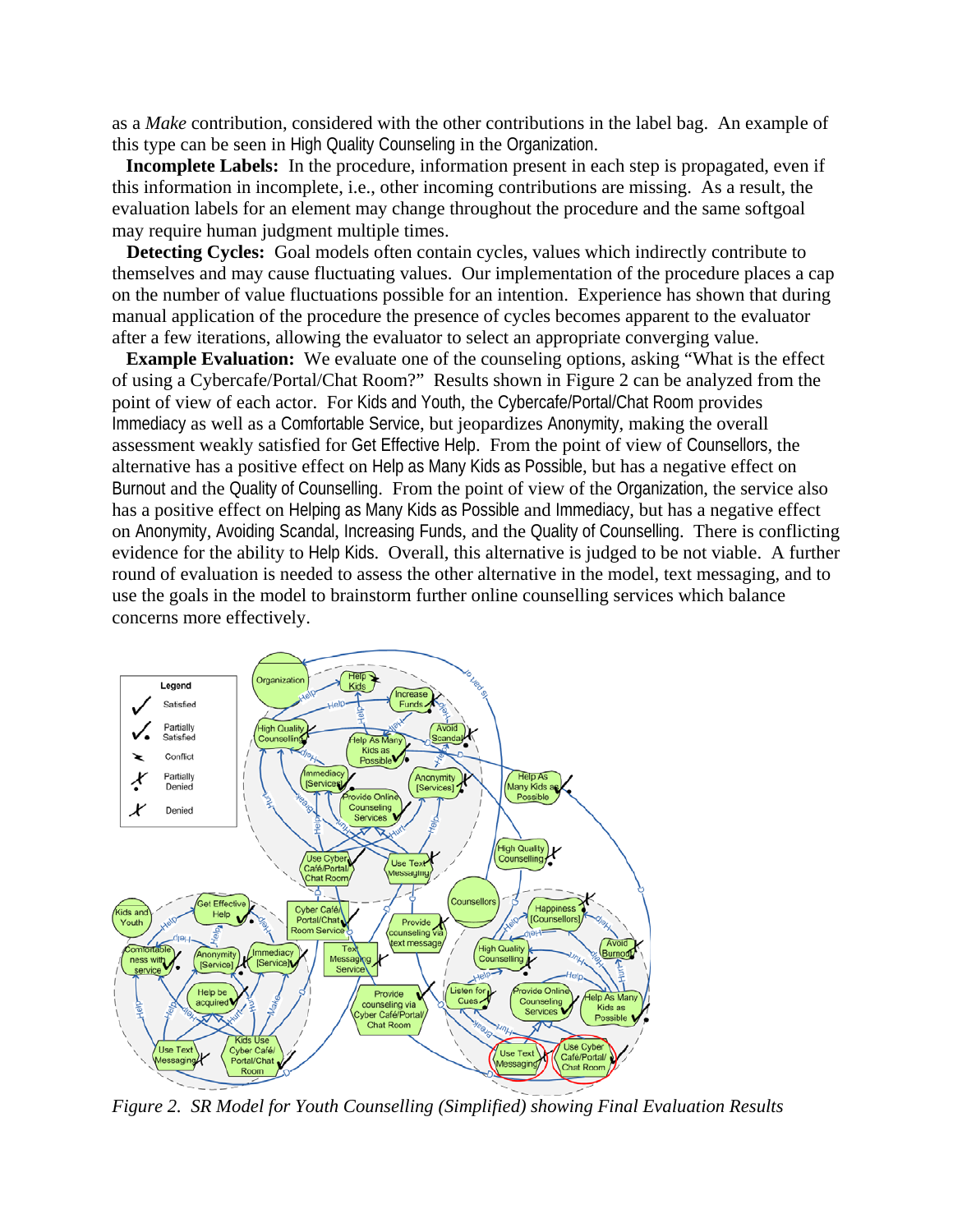as a *Make* contribution, considered with the other contributions in the label bag. An example of this type can be seen in High Quality Counseling in the Organization.

**Incomplete Labels:** In the procedure, information present in each step is propagated, even if this information in incomplete, i.e., other incoming contributions are missing. As a result, the evaluation labels for an element may change throughout the procedure and the same softgoal may require human judgment multiple times.

**Detecting Cycles:** Goal models often contain cycles, values which indirectly contribute to themselves and may cause fluctuating values. Our implementation of the procedure places a cap on the number of value fluctuations possible for an intention. Experience has shown that during manual application of the procedure the presence of cycles becomes apparent to the evaluator after a few iterations, allowing the evaluator to select an appropriate converging value.

**Example Evaluation:** We evaluate one of the counseling options, asking "What is the effect of using a Cybercafe/Portal/Chat Room?" Results shown in Figure 2 can be analyzed from the point of view of each actor. For Kids and Youth, the Cybercafe/Portal/Chat Room provides Immediacy as well as a Comfortable Service, but jeopardizes Anonymity, making the overall assessment weakly satisfied for Get Effective Help. From the point of view of Counsellors, the alternative has a positive effect on Help as Many Kids as Possible, but has a negative effect on Burnout and the Quality of Counselling. From the point of view of the Organization, the service also has a positive effect on Helping as Many Kids as Possible and Immediacy, but has a negative effect on Anonymity, Avoiding Scandal, Increasing Funds, and the Quality of Counselling. There is conflicting evidence for the ability to Help Kids. Overall, this alternative is judged to be not viable. A further round of evaluation is needed to assess the other alternative in the model, text messaging, and to use the goals in the model to brainstorm further online counselling services which balance concerns more effectively.

*Figure 2. SR Model for Youth Counselling (Simplified) showing Final Evaluation Results*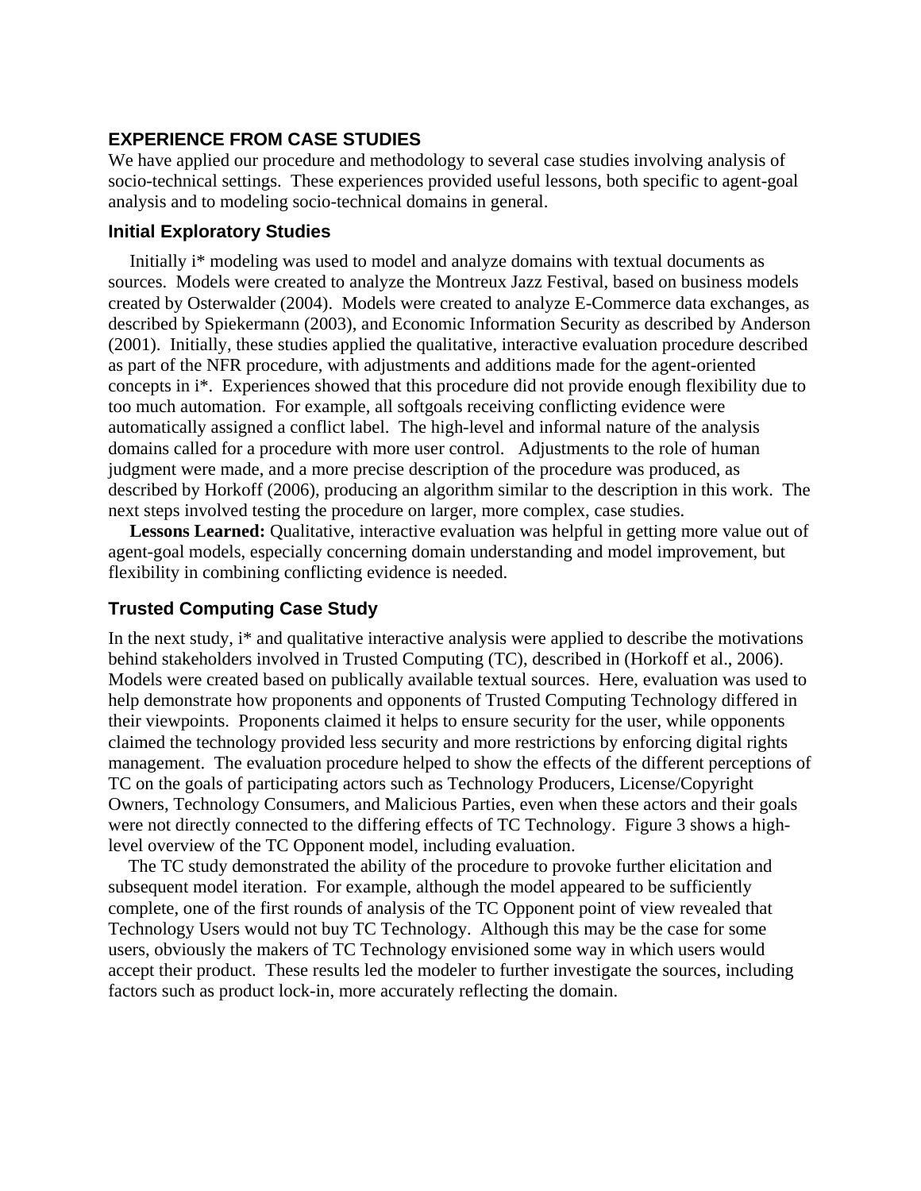## EXPERIENCE FROM CASE STUDIES

We have applied our procedure and methodology to several case studies involving analysis of socio-technical settings. These experiences provided useful lessons, both specific to agent-goal analysis and to modeling socio-technical domains in general.

### Initial Exploratory Studies

Initially i* modeling was used to model and analyze domains with textual documents as sources. Models were created to analyze the Montreux Jazz Festival, based on business models created by Osterwalder (2004). Models were created to analyze E-Commerce data exchanges, as described by Spiekermann (2003), and Economic Information Security as described by Anderson (2001). Initially, these studies applied the qualitative, interactive evaluation procedure described as part of the NFR procedure, with adjustments and additions made for the agent-oriented concepts in i*. Experiences showed that this procedure did not provide enough flexibility due to too much automation. For example, all softgoals receiving conflicting evidence were automatically assigned a conflict label. The high-level and informal nature of the analysis domains called for a procedure with more user control. Adjustments to the role of human judgment were made, and a more precise description of the procedure was produced, as described by Horkoff (2006), producing an algorithm similar to the description in this work. The next steps involved testing the procedure on larger, more complex, case studies.

**Lessons Learned:** Qualitative, interactive evaluation was helpful in getting more value out of agent-goal models, especially concerning domain understanding and model improvement, but flexibility in combining conflicting evidence is needed.

### Trusted Computing Case Study

In the next study, i* and qualitative interactive analysis were applied to describe the motivations behind stakeholders involved in Trusted Computing (TC), described in (Horkoff et al., 2006). Models were created based on publically available textual sources. Here, evaluation was used to help demonstrate how proponents and opponents of Trusted Computing Technology differed in their viewpoints. Proponents claimed it helps to ensure security for the user, while opponents claimed the technology provided less security and more restrictions by enforcing digital rights management. The evaluation procedure helped to show the effects of the different perceptions of TC on the goals of participating actors such as Technology Producers, License/Copyright Owners, Technology Consumers, and Malicious Parties, even when these actors and their goals were not directly connected to the differing effects of TC Technology. Figure 3 shows a high-level overview of the TC Opponent model, including evaluation.

The TC study demonstrated the ability of the procedure to provoke further elicitation and subsequent model iteration. For example, although the model appeared to be sufficiently complete, one of the first rounds of analysis of the TC Opponent point of view revealed that Technology Users would not buy TC Technology. Although this may be the case for some users, obviously the makers of TC Technology envisioned some way in which users would accept their product. These results led the modeler to further investigate the sources, including factors such as product lock-in, more accurately reflecting the domain.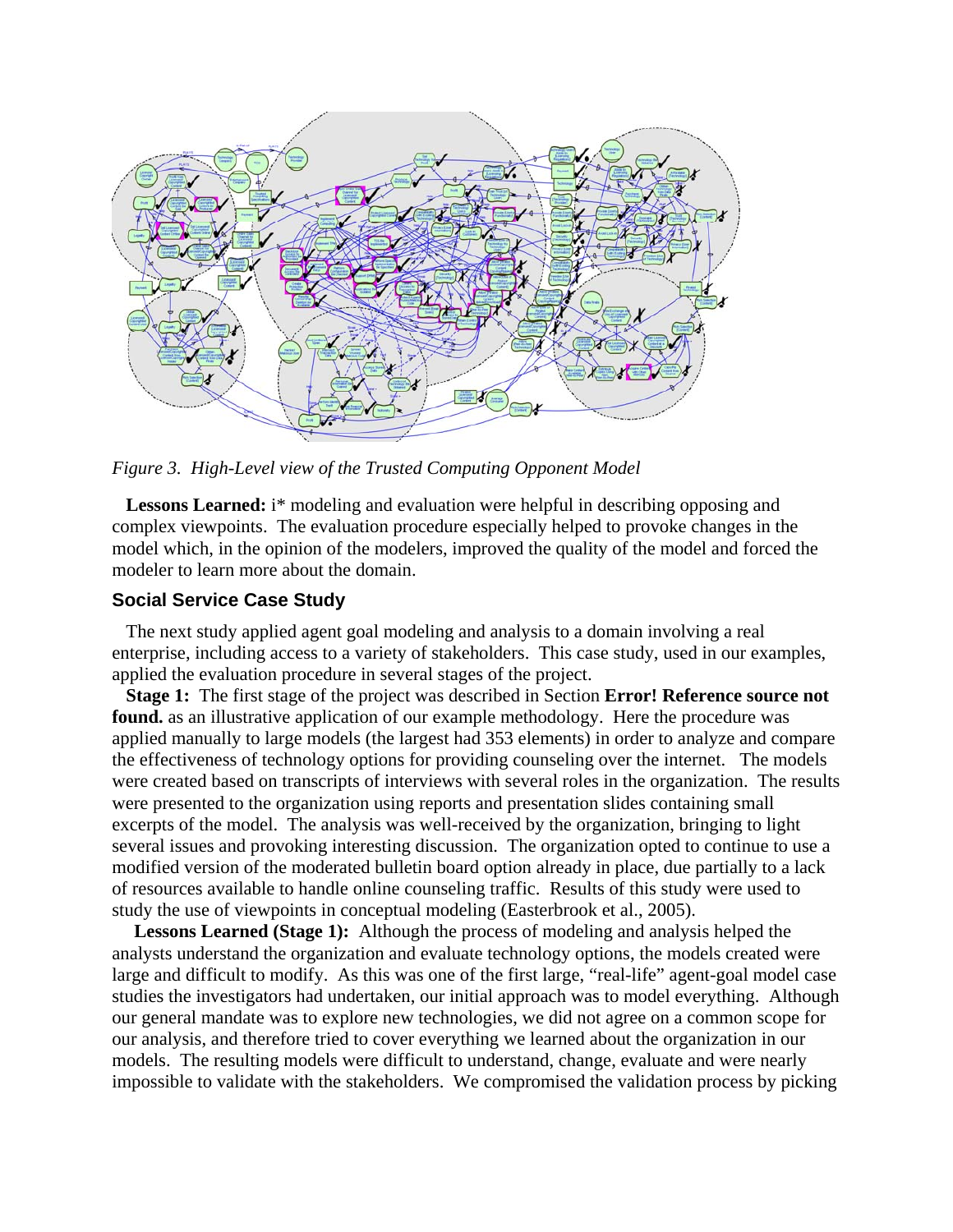*Figure 3. High-Level view of the Trusted Computing Opponent Model*

**Lessons Learned:** i* modeling and evaluation were helpful in describing opposing and complex viewpoints. The evaluation procedure especially helped to provoke changes in the model which, in the opinion of the modelers, improved the quality of the model and forced the modeler to learn more about the domain.

### Social Service Case Study

The next study applied agent goal modeling and analysis to a domain involving a real enterprise, including access to a variety of stakeholders. This case study, used in our examples, applied the evaluation procedure in several stages of the project.

**Stage 1:** The first stage of the project was described in Section **Error! Reference source not found.** as an illustrative application of our example methodology. Here the procedure was applied manually to large models (the largest had 353 elements) in order to analyze and compare the effectiveness of technology options for providing counseling over the internet. The models were created based on transcripts of interviews with several roles in the organization. The results were presented to the organization using reports and presentation slides containing small excerpts of the model. The analysis was well-received by the organization, bringing to light several issues and provoking interesting discussion. The organization opted to continue to use a modified version of the moderated bulletin board option already in place, due partially to a lack of resources available to handle online counseling traffic. Results of this study were used to study the use of viewpoints in conceptual modeling (Easterbrook et al., 2005).

**Lessons Learned (Stage 1):** Although the process of modeling and analysis helped the analysts understand the organization and evaluate technology options, the models created were large and difficult to modify. As this was one of the first large, "real-life" agent-goal model case studies the investigators had undertaken, our initial approach was to model everything. Although our general mandate was to explore new technologies, we did not agree on a common scope for our analysis, and therefore tried to cover everything we learned about the organization in our models. The resulting models were difficult to understand, change, evaluate and were nearly impossible to validate with the stakeholders. We compromised the validation process by picking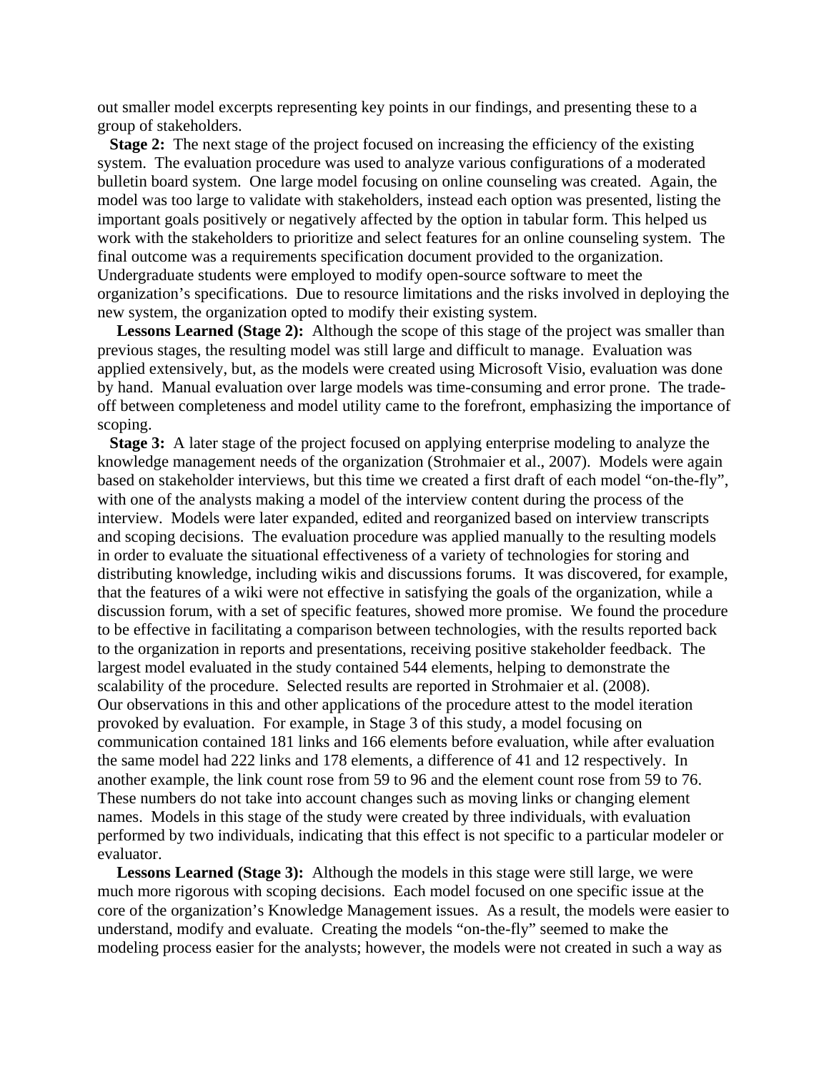out smaller model excerpts representing key points in our findings, and presenting these to a group of stakeholders.

**Stage 2:** The next stage of the project focused on increasing the efficiency of the existing system. The evaluation procedure was used to analyze various configurations of a moderated bulletin board system. One large model focusing on online counseling was created. Again, the model was too large to validate with stakeholders, instead each option was presented, listing the important goals positively or negatively affected by the option in tabular form. This helped us work with the stakeholders to prioritize and select features for an online counseling system. The final outcome was a requirements specification document provided to the organization. Undergraduate students were employed to modify open-source software to meet the organization's specifications. Due to resource limitations and the risks involved in deploying the new system, the organization opted to modify their existing system.

**Lessons Learned (Stage 2):** Although the scope of this stage of the project was smaller than previous stages, the resulting model was still large and difficult to manage. Evaluation was applied extensively, but, as the models were created using Microsoft Visio, evaluation was done by hand. Manual evaluation over large models was time-consuming and error prone. The trade-off between completeness and model utility came to the forefront, emphasizing the importance of scoping.

**Stage 3:** A later stage of the project focused on applying enterprise modeling to analyze the knowledge management needs of the organization (Strohmaier et al., 2007). Models were again based on stakeholder interviews, but this time we created a first draft of each model "on-the-fly", with one of the analysts making a model of the interview content during the process of the interview. Models were later expanded, edited and reorganized based on interview transcripts and scoping decisions. The evaluation procedure was applied manually to the resulting models in order to evaluate the situational effectiveness of a variety of technologies for storing and distributing knowledge, including wikis and discussions forums. It was discovered, for example, that the features of a wiki were not effective in satisfying the goals of the organization, while a discussion forum, with a set of specific features, showed more promise. We found the procedure to be effective in facilitating a comparison between technologies, with the results reported back to the organization in reports and presentations, receiving positive stakeholder feedback. The largest model evaluated in the study contained 544 elements, helping to demonstrate the scalability of the procedure. Selected results are reported in Strohmaier et al. (2008).

Our observations in this and other applications of the procedure attest to the model iteration provoked by evaluation. For example, in Stage 3 of this study, a model focusing on communication contained 181 links and 166 elements before evaluation, while after evaluation the same model had 222 links and 178 elements, a difference of 41 and 12 respectively. In another example, the link count rose from 59 to 96 and the element count rose from 59 to 76. These numbers do not take into account changes such as moving links or changing element names. Models in this stage of the study were created by three individuals, with evaluation performed by two individuals, indicating that this effect is not specific to a particular modeler or evaluator.

**Lessons Learned (Stage 3):** Although the models in this stage were still large, we were much more rigorous with scoping decisions. Each model focused on one specific issue at the core of the organization's Knowledge Management issues. As a result, the models were easier to understand, modify and evaluate. Creating the models "on-the-fly" seemed to make the modeling process easier for the analysts; however, the models were not created in such a way as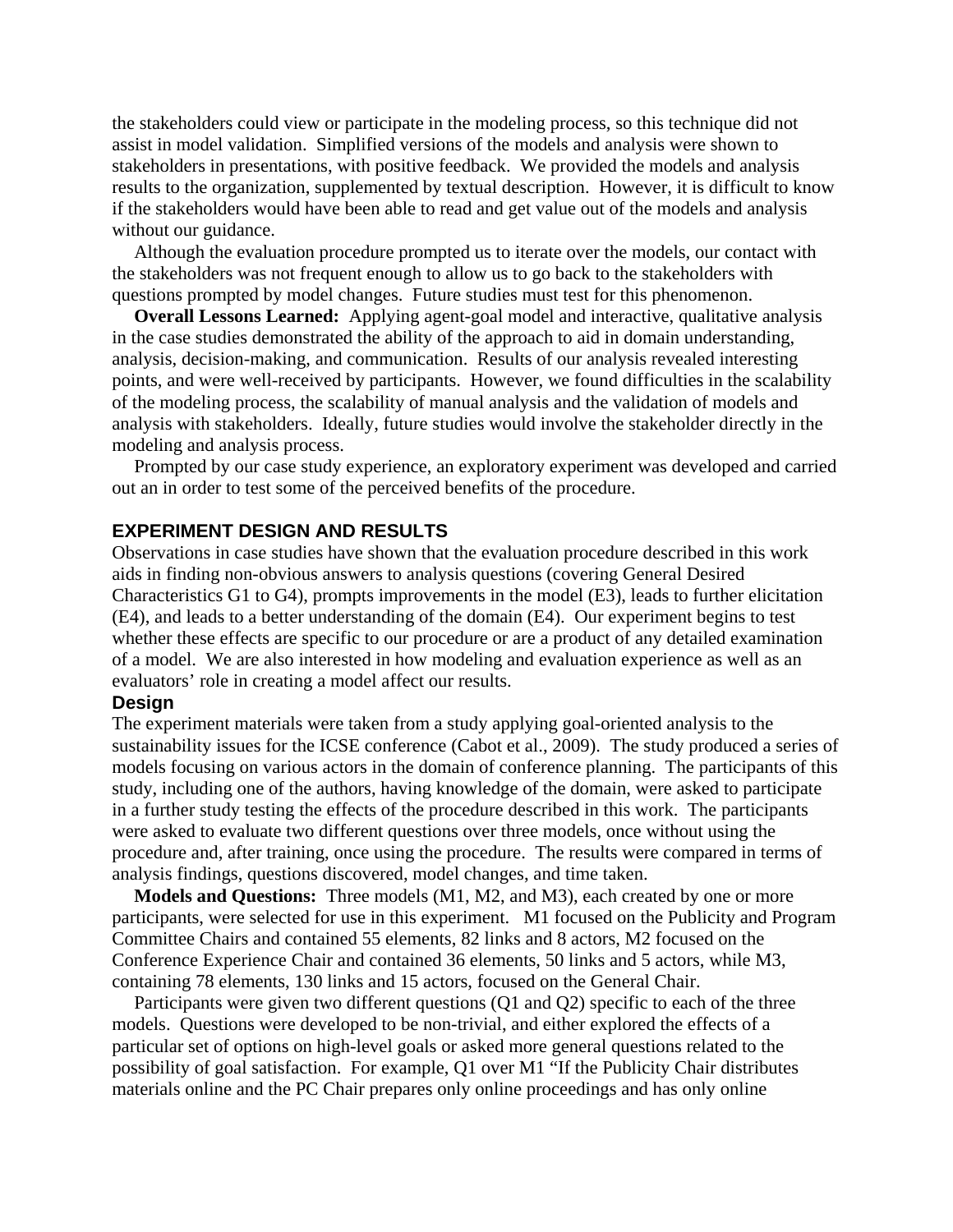the stakeholders could view or participate in the modeling process, so this technique did not assist in model validation. Simplified versions of the models and analysis were shown to stakeholders in presentations, with positive feedback. We provided the models and analysis results to the organization, supplemented by textual description. However, it is difficult to know if the stakeholders would have been able to read and get value out of the models and analysis without our guidance.

Although the evaluation procedure prompted us to iterate over the models, our contact with the stakeholders was not frequent enough to allow us to go back to the stakeholders with questions prompted by model changes. Future studies must test for this phenomenon.

**Overall Lessons Learned:** Applying agent-goal model and interactive, qualitative analysis in the case studies demonstrated the ability of the approach to aid in domain understanding, analysis, decision-making, and communication. Results of our analysis revealed interesting points, and were well-received by participants. However, we found difficulties in the scalability of the modeling process, the scalability of manual analysis and the validation of models and analysis with stakeholders. Ideally, future studies would involve the stakeholder directly in the modeling and analysis process.

Prompted by our case study experience, an exploratory experiment was developed and carried out an in order to test some of the perceived benefits of the procedure.

## EXPERIMENT DESIGN AND RESULTS

Observations in case studies have shown that the evaluation procedure described in this work aids in finding non-obvious answers to analysis questions (covering General Desired Characteristics G1 to G4), prompts improvements in the model (E3), leads to further elicitation (E4), and leads to a better understanding of the domain (E4). Our experiment begins to test whether these effects are specific to our procedure or are a product of any detailed examination of a model. We are also interested in how modeling and evaluation experience as well as an evaluators' role in creating a model affect our results.

### Design

The experiment materials were taken from a study applying goal-oriented analysis to the sustainability issues for the ICSE conference (Cabot et al., 2009). The study produced a series of models focusing on various actors in the domain of conference planning. The participants of this study, including one of the authors, having knowledge of the domain, were asked to participate in a further study testing the effects of the procedure described in this work. The participants were asked to evaluate two different questions over three models, once without using the procedure and, after training, once using the procedure. The results were compared in terms of analysis findings, questions discovered, model changes, and time taken.

**Models and Questions:** Three models (M1, M2, and M3), each created by one or more participants, were selected for use in this experiment. M1 focused on the Publicity and Program Committee Chairs and contained 55 elements, 82 links and 8 actors, M2 focused on the Conference Experience Chair and contained 36 elements, 50 links and 5 actors, while M3, containing 78 elements, 130 links and 15 actors, focused on the General Chair.

Participants were given two different questions (Q1 and Q2) specific to each of the three models. Questions were developed to be non-trivial, and either explored the effects of a particular set of options on high-level goals or asked more general questions related to the possibility of goal satisfaction. For example, Q1 over M1 "If the Publicity Chair distributes materials online and the PC Chair prepares only online proceedings and has only online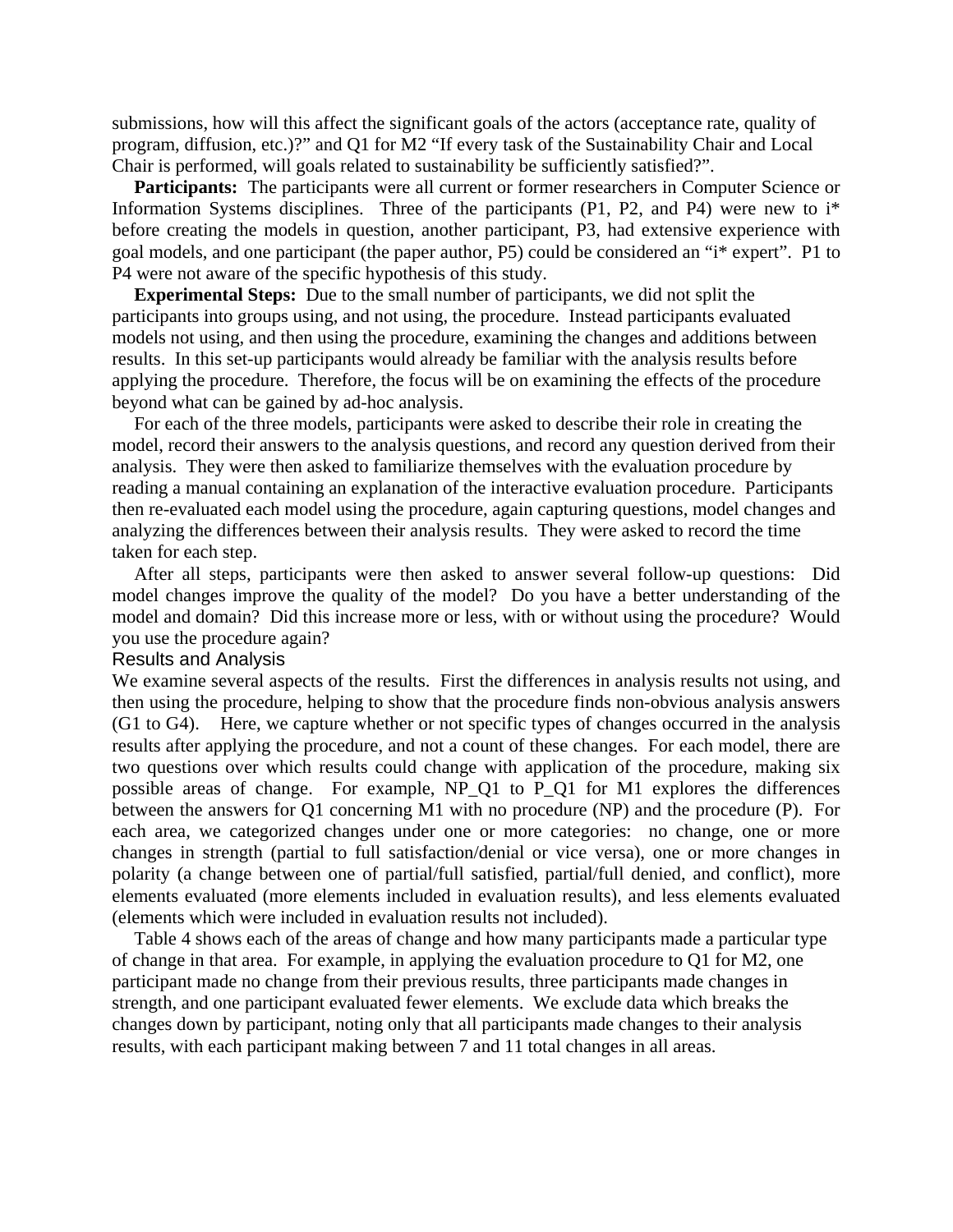submissions, how will this affect the significant goals of the actors (acceptance rate, quality of program, diffusion, etc.)?" and Q1 for M2 "If every task of the Sustainability Chair and Local Chair is performed, will goals related to sustainability be sufficiently satisfied?".

**Participants:** The participants were all current or former researchers in Computer Science or Information Systems disciplines. Three of the participants (P1, P2, and P4) were new to i* before creating the models in question, another participant, P3, had extensive experience with goal models, and one participant (the paper author, P5) could be considered an "i* expert". P1 to P4 were not aware of the specific hypothesis of this study.

**Experimental Steps:** Due to the small number of participants, we did not split the participants into groups using, and not using, the procedure. Instead participants evaluated models not using, and then using the procedure, examining the changes and additions between results. In this set-up participants would already be familiar with the analysis results before applying the procedure. Therefore, the focus will be on examining the effects of the procedure beyond what can be gained by ad-hoc analysis.

For each of the three models, participants were asked to describe their role in creating the model, record their answers to the analysis questions, and record any question derived from their analysis. They were then asked to familiarize themselves with the evaluation procedure by reading a manual containing an explanation of the interactive evaluation procedure. Participants then re-evaluated each model using the procedure, again capturing questions, model changes and analyzing the differences between their analysis results. They were asked to record the time taken for each step.

After all steps, participants were then asked to answer several follow-up questions: Did model changes improve the quality of the model? Do you have a better understanding of the model and domain? Did this increase more or less, with or without using the procedure? Would you use the procedure again?

### Results and Analysis

We examine several aspects of the results. First the differences in analysis results not using, and then using the procedure, helping to show that the procedure finds non-obvious analysis answers (G1 to G4). Here, we capture whether or not specific types of changes occurred in the analysis results after applying the procedure, and not a count of these changes. For each model, there are two questions over which results could change with application of the procedure, making six possible areas of change. For example, NP_Q1 to P_Q1 for M1 explores the differences between the answers for Q1 concerning M1 with no procedure (NP) and the procedure (P). For each area, we categorized changes under one or more categories: no change, one or more changes in strength (partial to full satisfaction/denial or vice versa), one or more changes in polarity (a change between one of partial/full satisfied, partial/full denied, and conflict), more elements evaluated (more elements included in evaluation results), and less elements evaluated (elements which were included in evaluation results not included).

Table 4 shows each of the areas of change and how many participants made a particular type of change in that area. For example, in applying the evaluation procedure to Q1 for M2, one participant made no change from their previous results, three participants made changes in strength, and one participant evaluated fewer elements. We exclude data which breaks the changes down by participant, noting only that all participants made changes to their analysis results, with each participant making between 7 and 11 total changes in all areas.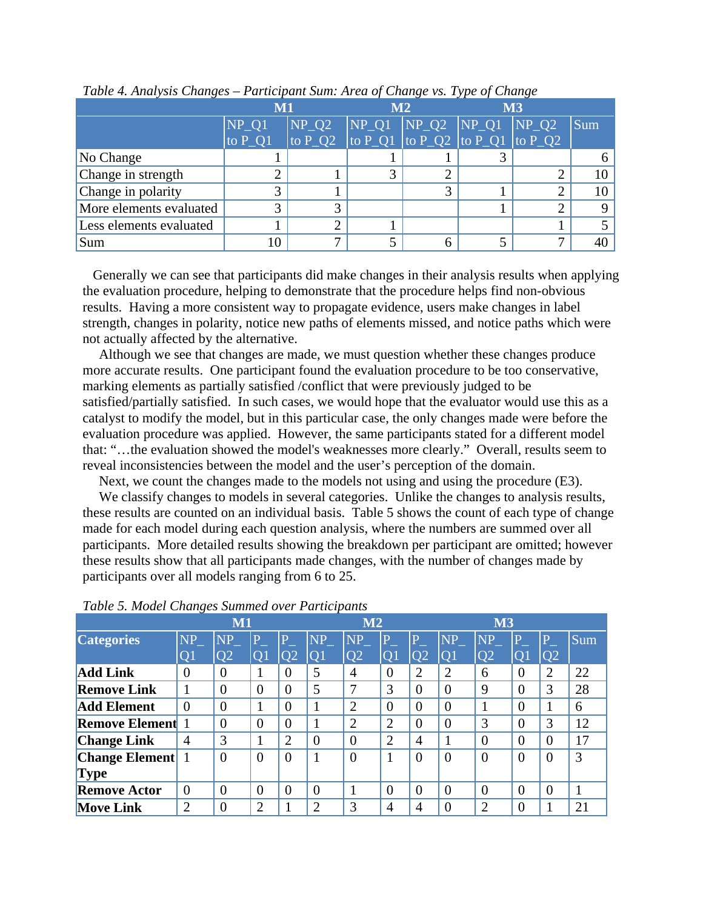*Table 4. Analysis Changes – Participant Sum: Area of Change vs. Type of Change*

| | M1 | | M2 | | M3 | | |
|---|---|---|---|---|---|---|---|
| | NP_Q1 to P_Q1 | NP_Q2 to P_Q2 | NP_Q1 to P_Q1 | NP_Q2 to P_Q2 | NP_Q1 to P_Q1 | NP_Q2 to P_Q2 | Sum |
| No Change | 1 | | 1 | 1 | 3 | | 6 |
| Change in strength | 2 | 1 | 3 | 2 | | 2 | 10 |
| Change in polarity | 3 | 1 | | 3 | 1 | 2 | 10 |
| More elements evaluated | 3 | 3 | | | 1 | 2 | 9 |
| Less elements evaluated | 1 | 2 | 1 | | | 1 | 5 |
| Sum | 10 | 7 | 5 | 6 | 5 | 7 | 40 |

Generally we can see that participants did make changes in their analysis results when applying the evaluation procedure, helping to demonstrate that the procedure helps find non-obvious results. Having a more consistent way to propagate evidence, users make changes in label strength, changes in polarity, notice new paths of elements missed, and notice paths which were not actually affected by the alternative.

Although we see that changes are made, we must question whether these changes produce more accurate results. One participant found the evaluation procedure to be too conservative, marking elements as partially satisfied /conflict that were previously judged to be satisfied/partially satisfied. In such cases, we would hope that the evaluator would use this as a catalyst to modify the model, but in this particular case, the only changes made were before the evaluation procedure was applied. However, the same participants stated for a different model that: "…the evaluation showed the model's weaknesses more clearly." Overall, results seem to reveal inconsistencies between the model and the user's perception of the domain.

Next, we count the changes made to the models not using and using the procedure (E3).

We classify changes to models in several categories. Unlike the changes to analysis results, these results are counted on an individual basis. Table 5 shows the count of each type of change made for each model during each question analysis, where the numbers are summed over all participants. More detailed results showing the breakdown per participant are omitted; however these results show that all participants made changes, with the number of changes made by participants over all models ranging from 6 to 25.

*Table 5. Model Changes Summed over Participants*

| | M1 | | | | M2 | | | | M3 | | | | |
|---|---|---|---|---|---|---|---|---|---|---|---|---|---|
| **Categories** | NP_Q1 | NP_Q2 | P_Q1 | P_Q2 | NP_Q1 | NP_Q2 | P_Q1 | P_Q2 | NP_Q1 | NP_Q2 | P_Q1 | P_Q2 | Sum |
| **Add Link** | 0 | 0 | 1 | 0 | 5 | 4 | 0 | 2 | 2 | 6 | 0 | 2 | 22 |
| **Remove Link** | 1 | 0 | 0 | 0 | 5 | 7 | 3 | 0 | 0 | 9 | 0 | 3 | 28 |
| **Add Element** | 0 | 0 | 1 | 0 | 1 | 2 | 0 | 0 | 0 | 1 | 0 | 1 | 6 |
| **Remove Element** | 1 | 0 | 0 | 0 | 1 | 2 | 2 | 0 | 0 | 3 | 0 | 3 | 12 |
| **Change Link** | 4 | 3 | 1 | 2 | 0 | 0 | 2 | 4 | 1 | 0 | 0 | 0 | 17 |
| **Change Element Type** | 1 | 0 | 0 | 0 | 1 | 0 | 1 | 0 | 0 | 0 | 0 | 0 | 3 |
| **Remove Actor** | 0 | 0 | 0 | 0 | 0 | 1 | 0 | 0 | 0 | 0 | 0 | 0 | 1 |
| **Move Link** | 2 | 0 | 2 | 1 | 2 | 3 | 4 | 4 | 0 | 2 | 0 | 1 | 21 |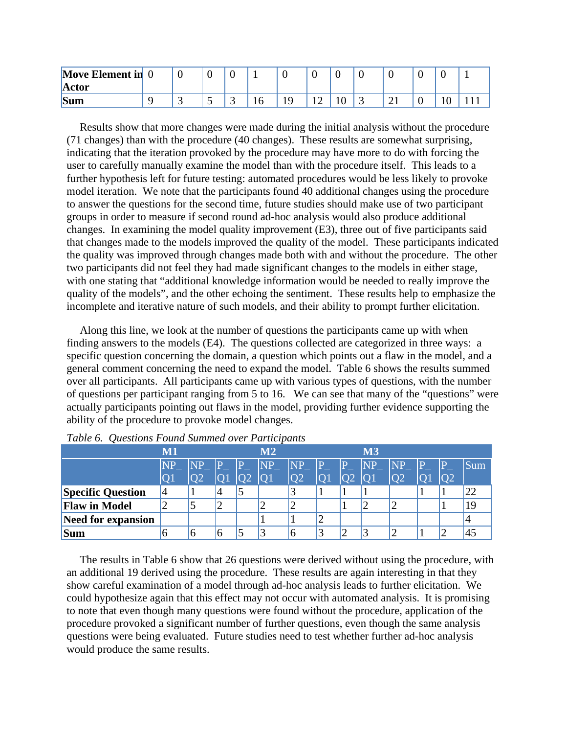| | | | | | | | | | | | | | |
|---|---|---|---|---|---|---|---|---|---|---|---|---|---|
| **Move Element in Actor** | 0 | 0 | 0 | 0 | 1 | 0 | 0 | 0 | 0 | 0 | 0 | 0 | 1 |
| **Sum** | 9 | 3 | 5 | 3 | 16 | 19 | 12 | 10 | 3 | 21 | 0 | 10 | 111 |

Results show that more changes were made during the initial analysis without the procedure (71 changes) than with the procedure (40 changes). These results are somewhat surprising, indicating that the iteration provoked by the procedure may have more to do with forcing the user to carefully manually examine the model than with the procedure itself. This leads to a further hypothesis left for future testing: automated procedures would be less likely to provoke model iteration. We note that the participants found 40 additional changes using the procedure to answer the questions for the second time, future studies should make use of two participant groups in order to measure if second round ad-hoc analysis would also produce additional changes. In examining the model quality improvement (E3), three out of five participants said that changes made to the models improved the quality of the model. These participants indicated the quality was improved through changes made both with and without the procedure. The other two participants did not feel they had made significant changes to the models in either stage, with one stating that "additional knowledge information would be needed to really improve the quality of the models", and the other echoing the sentiment. These results help to emphasize the incomplete and iterative nature of such models, and their ability to prompt further elicitation.

Along this line, we look at the number of questions the participants came up with when finding answers to the models (E4). The questions collected are categorized in three ways: a specific question concerning the domain, a question which points out a flaw in the model, and a general comment concerning the need to expand the model. Table 6 shows the results summed over all participants. All participants came up with various types of questions, with the number of questions per participant ranging from 5 to 16. We can see that many of the "questions" were actually participants pointing out flaws in the model, providing further evidence supporting the ability of the procedure to provoke model changes.

*Table 6. Questions Found Summed over Participants*

| | **M1** | | | | **M2** | | | | **M3** | | | | |
|---|---|---|---|---|---|---|---|---|---|---|---|---|---|
| | NP_Q1 | NP_Q2 | P_Q1 | P_Q2 | NP_Q1 | NP_Q2 | P_Q1 | P_Q2 | NP_Q1 | NP_Q2 | P_Q1 | P_Q2 | Sum |
| **Specific Question** | 4 | 1 | 4 | 5 | | 3 | 1 | 1 | 1 | | 1 | 1 | 22 |
| **Flaw in Model** | 2 | 5 | 2 | | 2 | 2 | | 1 | 2 | 2 | | 1 | 19 |
| **Need for expansion** | | | | | 1 | 1 | 2 | | | | | | 4 |
| **Sum** | 6 | 6 | 6 | 5 | 3 | 6 | 3 | 2 | 3 | 2 | 1 | 2 | 45 |

The results in Table 6 show that 26 questions were derived without using the procedure, with an additional 19 derived using the procedure. These results are again interesting in that they show careful examination of a model through ad-hoc analysis leads to further elicitation. We could hypothesize again that this effect may not occur with automated analysis. It is promising to note that even though many questions were found without the procedure, application of the procedure provoked a significant number of further questions, even though the same analysis questions were being evaluated. Future studies need to test whether further ad-hoc analysis would produce the same results.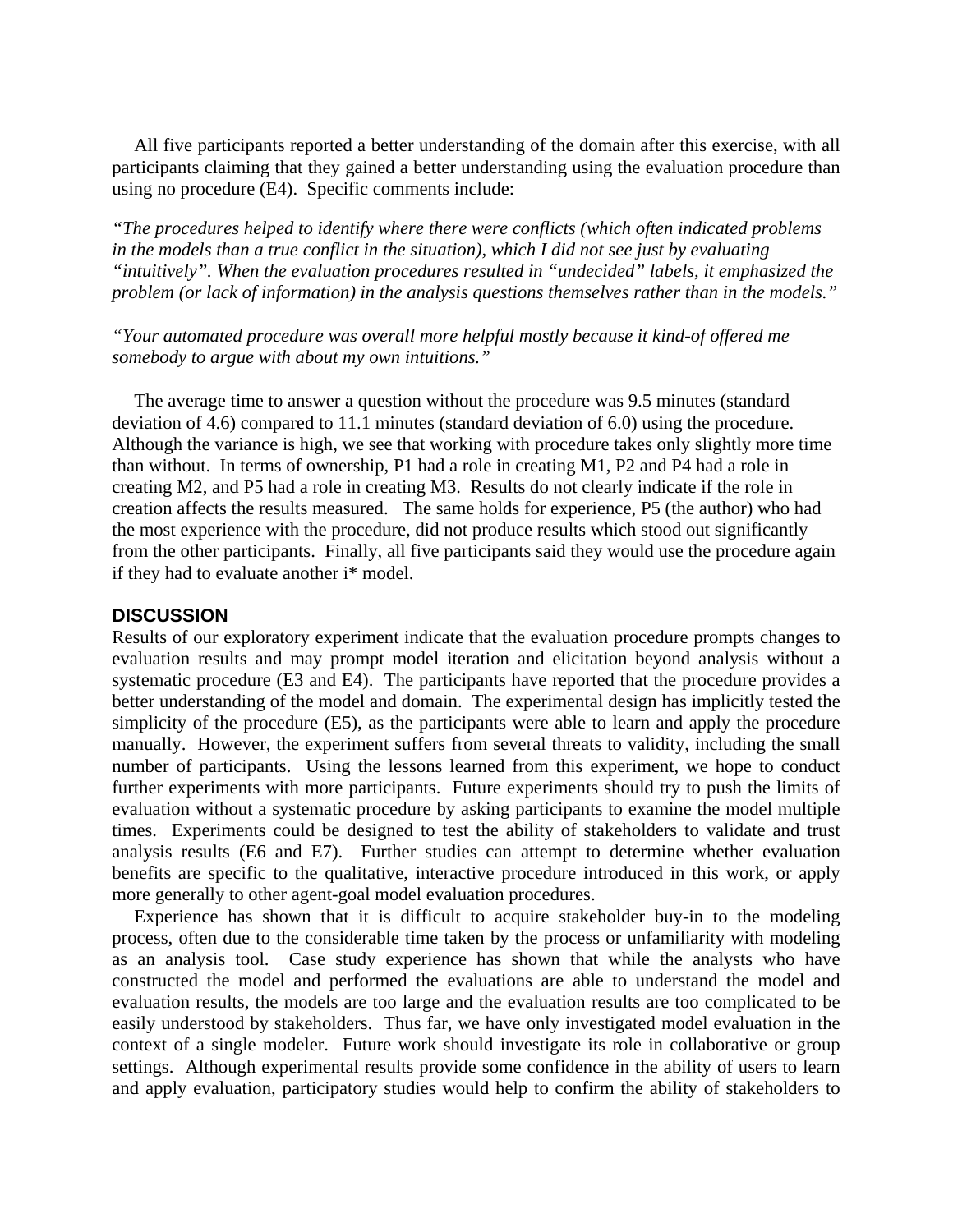All five participants reported a better understanding of the domain after this exercise, with all participants claiming that they gained a better understanding using the evaluation procedure than using no procedure (E4). Specific comments include:

*"The procedures helped to identify where there were conflicts (which often indicated problems in the models than a true conflict in the situation), which I did not see just by evaluating "intuitively". When the evaluation procedures resulted in "undecided" labels, it emphasized the problem (or lack of information) in the analysis questions themselves rather than in the models."*

*"Your automated procedure was overall more helpful mostly because it kind-of offered me somebody to argue with about my own intuitions."*

The average time to answer a question without the procedure was 9.5 minutes (standard deviation of 4.6) compared to 11.1 minutes (standard deviation of 6.0) using the procedure. Although the variance is high, we see that working with procedure takes only slightly more time than without. In terms of ownership, P1 had a role in creating M1, P2 and P4 had a role in creating M2, and P5 had a role in creating M3. Results do not clearly indicate if the role in creation affects the results measured. The same holds for experience, P5 (the author) who had the most experience with the procedure, did not produce results which stood out significantly from the other participants. Finally, all five participants said they would use the procedure again if they had to evaluate another i* model.

## DISCUSSION

Results of our exploratory experiment indicate that the evaluation procedure prompts changes to evaluation results and may prompt model iteration and elicitation beyond analysis without a systematic procedure (E3 and E4). The participants have reported that the procedure provides a better understanding of the model and domain. The experimental design has implicitly tested the simplicity of the procedure (E5), as the participants were able to learn and apply the procedure manually. However, the experiment suffers from several threats to validity, including the small number of participants. Using the lessons learned from this experiment, we hope to conduct further experiments with more participants. Future experiments should try to push the limits of evaluation without a systematic procedure by asking participants to examine the model multiple times. Experiments could be designed to test the ability of stakeholders to validate and trust analysis results (E6 and E7). Further studies can attempt to determine whether evaluation benefits are specific to the qualitative, interactive procedure introduced in this work, or apply more generally to other agent-goal model evaluation procedures.

Experience has shown that it is difficult to acquire stakeholder buy-in to the modeling process, often due to the considerable time taken by the process or unfamiliarity with modeling as an analysis tool. Case study experience has shown that while the analysts who have constructed the model and performed the evaluations are able to understand the model and evaluation results, the models are too large and the evaluation results are too complicated to be easily understood by stakeholders. Thus far, we have only investigated model evaluation in the context of a single modeler. Future work should investigate its role in collaborative or group settings. Although experimental results provide some confidence in the ability of users to learn and apply evaluation, participatory studies would help to confirm the ability of stakeholders to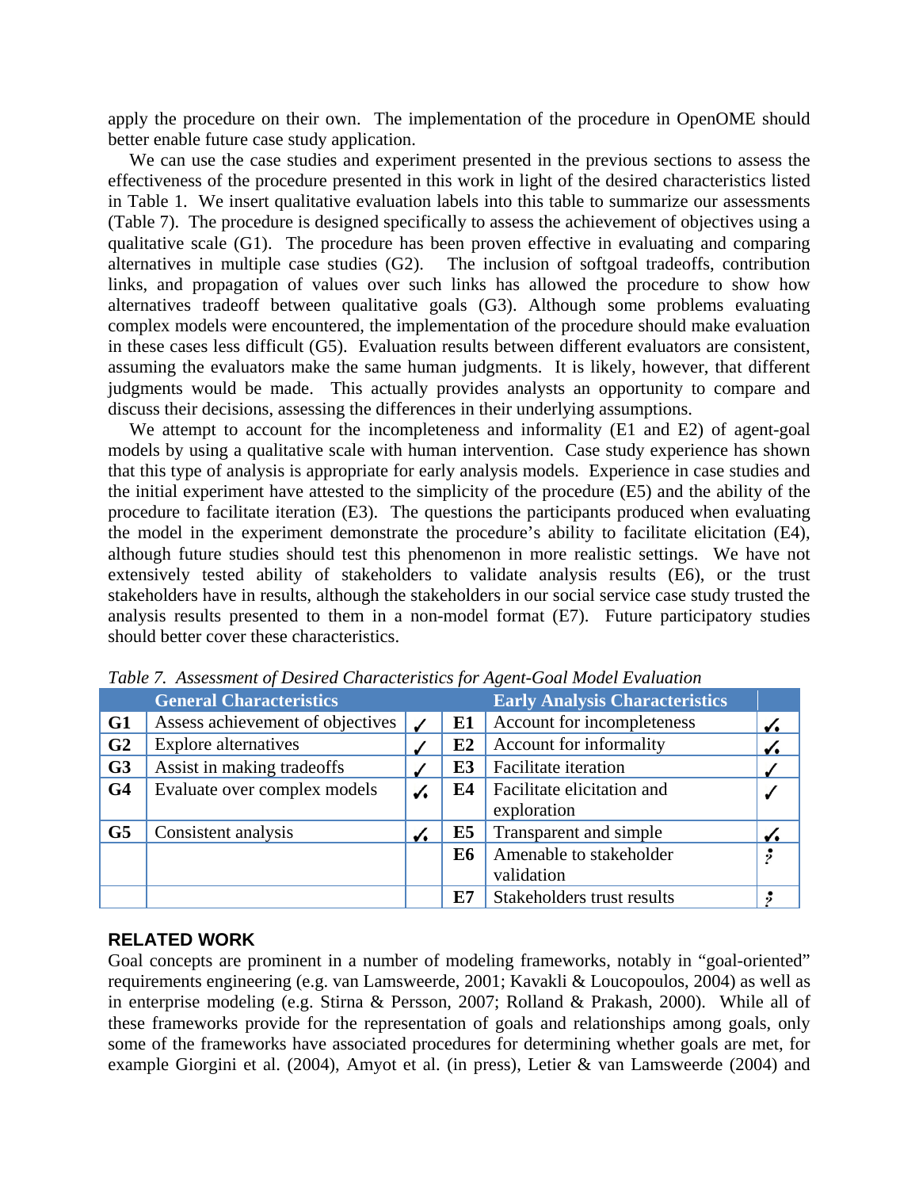apply the procedure on their own. The implementation of the procedure in OpenOME should better enable future case study application.

We can use the case studies and experiment presented in the previous sections to assess the effectiveness of the procedure presented in this work in light of the desired characteristics listed in Table 1. We insert qualitative evaluation labels into this table to summarize our assessments (Table 7). The procedure is designed specifically to assess the achievement of objectives using a qualitative scale (G1). The procedure has been proven effective in evaluating and comparing alternatives in multiple case studies (G2). The inclusion of softgoal tradeoffs, contribution links, and propagation of values over such links has allowed the procedure to show how alternatives tradeoff between qualitative goals (G3). Although some problems evaluating complex models were encountered, the implementation of the procedure should make evaluation in these cases less difficult (G5). Evaluation results between different evaluators are consistent, assuming the evaluators make the same human judgments. It is likely, however, that different judgments would be made. This actually provides analysts an opportunity to compare and discuss their decisions, assessing the differences in their underlying assumptions.

We attempt to account for the incompleteness and informality (E1 and E2) of agent-goal models by using a qualitative scale with human intervention. Case study experience has shown that this type of analysis is appropriate for early analysis models. Experience in case studies and the initial experiment have attested to the simplicity of the procedure (E5) and the ability of the procedure to facilitate iteration (E3). The questions the participants produced when evaluating the model in the experiment demonstrate the procedure's ability to facilitate elicitation (E4), although future studies should test this phenomenon in more realistic settings. We have not extensively tested ability of stakeholders to validate analysis results (E6), or the trust stakeholders have in results, although the stakeholders in our social service case study trusted the analysis results presented to them in a non-model format (E7). Future participatory studies should better cover these characteristics.

*Table 7. Assessment of Desired Characteristics for Agent-Goal Model Evaluation*

| | General Characteristics | | | Early Analysis Characteristics | |
|---|---|---|---|---|---|
| **G1** | Assess achievement of objectives | ✓ | **E1** | Account for incompleteness | ✓. |
| **G2** | Explore alternatives | ✓ | **E2** | Account for informality | ✓. |
| **G3** | Assist in making tradeoffs | ✓ | **E3** | Facilitate iteration | ✓ |
| **G4** | Evaluate over complex models | ✓. | **E4** | Facilitate elicitation and exploration | ✓ |
| **G5** | Consistent analysis | ✓. | **E5** | Transparent and simple | ✓. |
| | | | **E6** | Amenable to stakeholder validation | ? |
| | | | **E7** | Stakeholders trust results | ? |

## RELATED WORK

Goal concepts are prominent in a number of modeling frameworks, notably in "goal-oriented" requirements engineering (e.g. van Lamsweerde, 2001; Kavakli & Loucopoulos, 2004) as well as in enterprise modeling (e.g. Stirna & Persson, 2007; Rolland & Prakash, 2000). While all of these frameworks provide for the representation of goals and relationships among goals, only some of the frameworks have associated procedures for determining whether goals are met, for example Giorgini et al. (2004), Amyot et al. (in press), Letier & van Lamsweerde (2004) and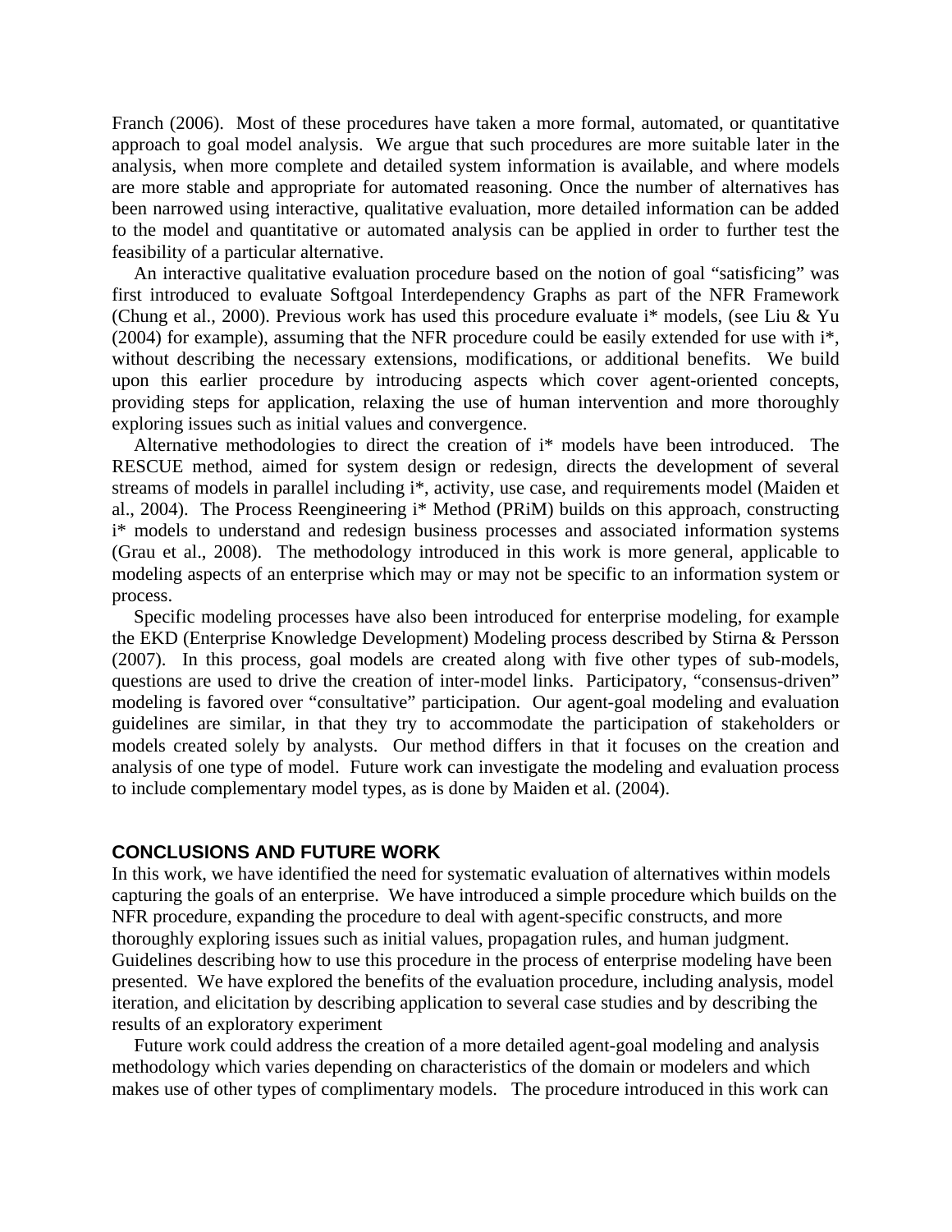Franch (2006). Most of these procedures have taken a more formal, automated, or quantitative approach to goal model analysis. We argue that such procedures are more suitable later in the analysis, when more complete and detailed system information is available, and where models are more stable and appropriate for automated reasoning. Once the number of alternatives has been narrowed using interactive, qualitative evaluation, more detailed information can be added to the model and quantitative or automated analysis can be applied in order to further test the feasibility of a particular alternative.

An interactive qualitative evaluation procedure based on the notion of goal "satisficing" was first introduced to evaluate Softgoal Interdependency Graphs as part of the NFR Framework (Chung et al., 2000). Previous work has used this procedure evaluate i* models, (see Liu & Yu (2004) for example), assuming that the NFR procedure could be easily extended for use with i*, without describing the necessary extensions, modifications, or additional benefits. We build upon this earlier procedure by introducing aspects which cover agent-oriented concepts, providing steps for application, relaxing the use of human intervention and more thoroughly exploring issues such as initial values and convergence.

Alternative methodologies to direct the creation of i* models have been introduced. The RESCUE method, aimed for system design or redesign, directs the development of several streams of models in parallel including i*, activity, use case, and requirements model (Maiden et al., 2004). The Process Reengineering i* Method (PRiM) builds on this approach, constructing i* models to understand and redesign business processes and associated information systems (Grau et al., 2008). The methodology introduced in this work is more general, applicable to modeling aspects of an enterprise which may or may not be specific to an information system or process.

Specific modeling processes have also been introduced for enterprise modeling, for example the EKD (Enterprise Knowledge Development) Modeling process described by Stirna & Persson (2007). In this process, goal models are created along with five other types of sub-models, questions are used to drive the creation of inter-model links. Participatory, "consensus-driven" modeling is favored over "consultative" participation. Our agent-goal modeling and evaluation guidelines are similar, in that they try to accommodate the participation of stakeholders or models created solely by analysts. Our method differs in that it focuses on the creation and analysis of one type of model. Future work can investigate the modeling and evaluation process to include complementary model types, as is done by Maiden et al. (2004).

## CONCLUSIONS AND FUTURE WORK

In this work, we have identified the need for systematic evaluation of alternatives within models capturing the goals of an enterprise. We have introduced a simple procedure which builds on the NFR procedure, expanding the procedure to deal with agent-specific constructs, and more thoroughly exploring issues such as initial values, propagation rules, and human judgment. Guidelines describing how to use this procedure in the process of enterprise modeling have been presented. We have explored the benefits of the evaluation procedure, including analysis, model iteration, and elicitation by describing application to several case studies and by describing the results of an exploratory experiment

Future work could address the creation of a more detailed agent-goal modeling and analysis methodology which varies depending on characteristics of the domain or modelers and which makes use of other types of complimentary models. The procedure introduced in this work can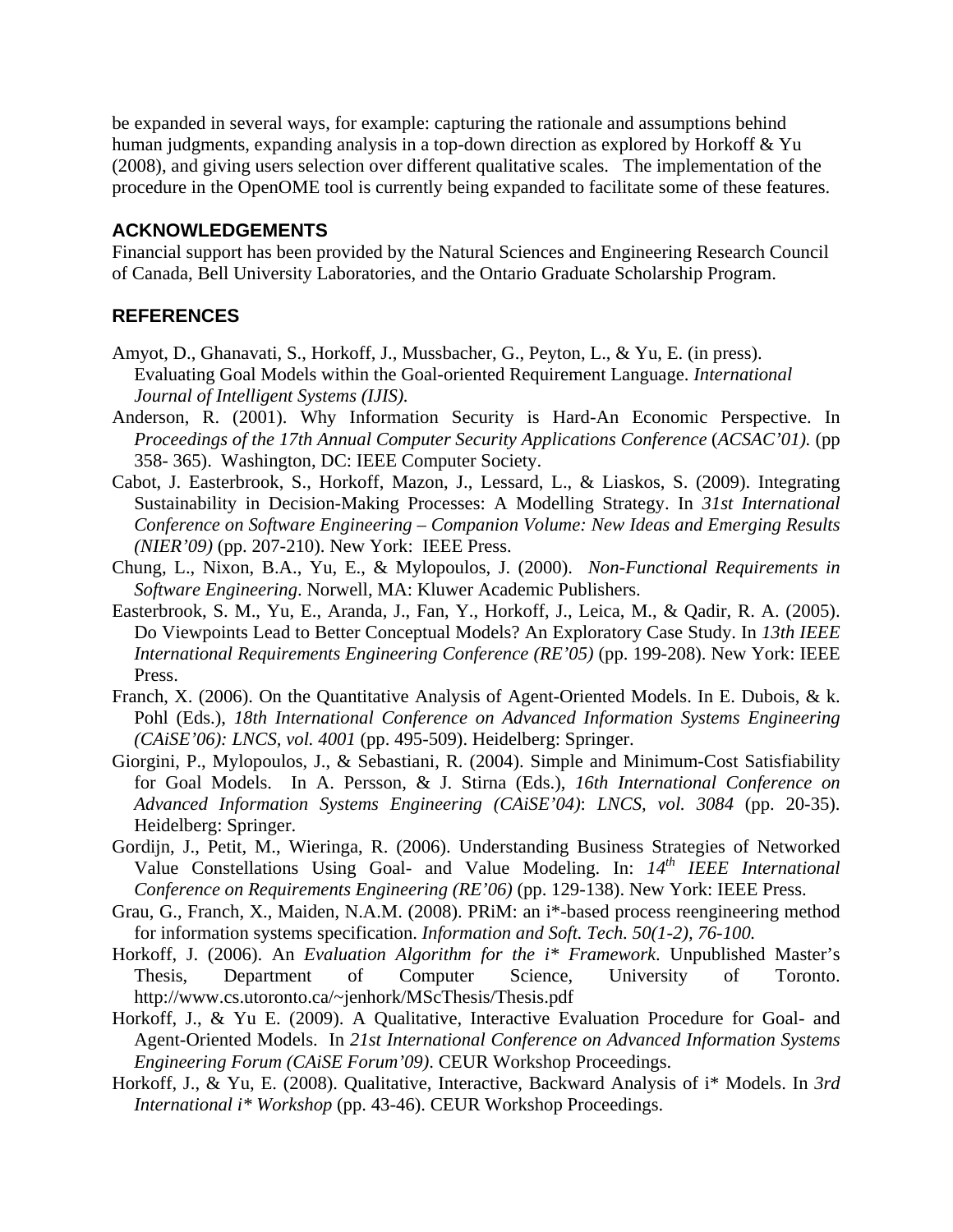be expanded in several ways, for example: capturing the rationale and assumptions behind human judgments, expanding analysis in a top-down direction as explored by Horkoff & Yu (2008), and giving users selection over different qualitative scales. The implementation of the procedure in the OpenOME tool is currently being expanded to facilitate some of these features.

## ACKNOWLEDGEMENTS

Financial support has been provided by the Natural Sciences and Engineering Research Council of Canada, Bell University Laboratories, and the Ontario Graduate Scholarship Program.

## REFERENCES

Amyot, D., Ghanavati, S., Horkoff, J., Mussbacher, G., Peyton, L., & Yu, E. (in press). Evaluating Goal Models within the Goal-oriented Requirement Language. *International Journal of Intelligent Systems (IJIS).*

Anderson, R. (2001). Why Information Security is Hard-An Economic Perspective. In *Proceedings of the 17th Annual Computer Security Applications Conference* (*ACSAC'01).* (pp 358- 365). Washington, DC: IEEE Computer Society.

Cabot, J. Easterbrook, S., Horkoff, Mazon, J., Lessard, L., & Liaskos, S. (2009). Integrating Sustainability in Decision-Making Processes: A Modelling Strategy. In *31st International Conference on Software Engineering – Companion Volume: New Ideas and Emerging Results (NIER'09)* (pp. 207-210). New York: IEEE Press.

Chung, L., Nixon, B.A., Yu, E., & Mylopoulos, J. (2000). *Non-Functional Requirements in Software Engineering*. Norwell, MA: Kluwer Academic Publishers.

Easterbrook, S. M., Yu, E., Aranda, J., Fan, Y., Horkoff, J., Leica, M., & Qadir, R. A. (2005). Do Viewpoints Lead to Better Conceptual Models? An Exploratory Case Study. In *13th IEEE International Requirements Engineering Conference (RE'05)* (pp. 199-208). New York: IEEE Press.

Franch, X. (2006). On the Quantitative Analysis of Agent-Oriented Models. In E. Dubois, & k. Pohl (Eds.), *18th International Conference on Advanced Information Systems Engineering (CAiSE'06): LNCS, vol. 4001* (pp. 495-509). Heidelberg: Springer.

Giorgini, P., Mylopoulos, J., & Sebastiani, R. (2004). Simple and Minimum-Cost Satisfiability for Goal Models. In A. Persson, & J. Stirna (Eds.), *16th International Conference on Advanced Information Systems Engineering (CAiSE'04)*: *LNCS, vol. 3084* (pp. 20-35). Heidelberg: Springer.

Gordijn, J., Petit, M., Wieringa, R. (2006). Understanding Business Strategies of Networked Value Constellations Using Goal- and Value Modeling. In: *14th IEEE International Conference on Requirements Engineering (RE'06)* (pp. 129-138). New York: IEEE Press.

Grau, G., Franch, X., Maiden, N.A.M. (2008). PRiM: an i*-based process reengineering method for information systems specification. *Information and Soft. Tech. 50(1-2), 76-100.*

Horkoff, J. (2006). An *Evaluation Algorithm for the i* Framework*. Unpublished Master's Thesis, Department of Computer Science, University of Toronto. http://www.cs.utoronto.ca/~jenhork/MScThesis/Thesis.pdf

Horkoff, J., & Yu E. (2009). A Qualitative, Interactive Evaluation Procedure for Goal- and Agent-Oriented Models. In *21st International Conference on Advanced Information Systems Engineering Forum (CAiSE Forum'09)*. CEUR Workshop Proceedings.

Horkoff, J., & Yu, E. (2008). Qualitative, Interactive, Backward Analysis of i* Models. In *3rd International i* Workshop* (pp. 43-46). CEUR Workshop Proceedings.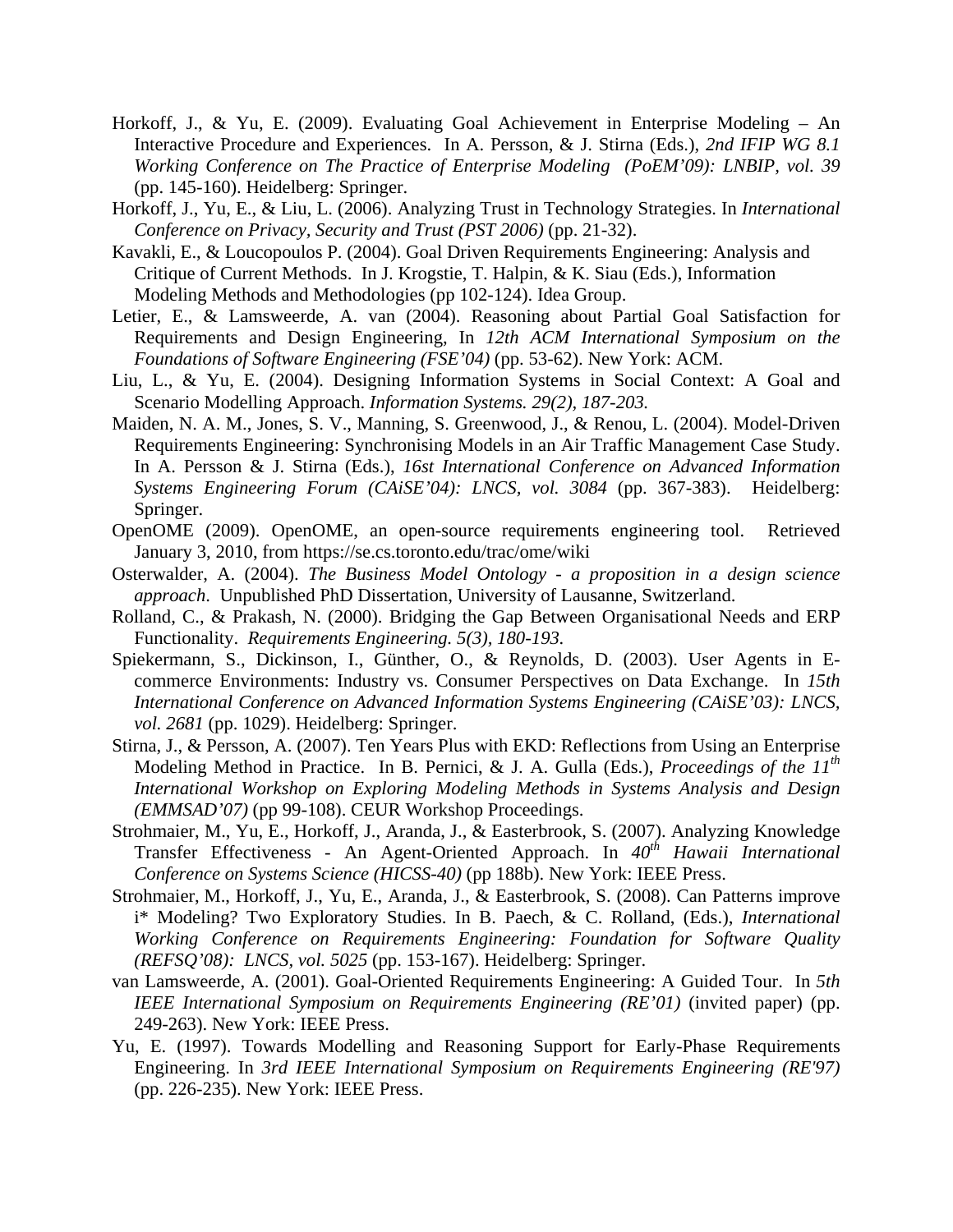Horkoff, J., & Yu, E. (2009). Evaluating Goal Achievement in Enterprise Modeling – An Interactive Procedure and Experiences. In A. Persson, & J. Stirna (Eds.), *2nd IFIP WG 8.1 Working Conference on The Practice of Enterprise Modeling (PoEM'09): LNBIP, vol. 39* (pp. 145-160). Heidelberg: Springer.

Horkoff, J., Yu, E., & Liu, L. (2006). Analyzing Trust in Technology Strategies. In *International Conference on Privacy, Security and Trust (PST 2006)* (pp. 21-32).

Kavakli, E., & Loucopoulos P. (2004). Goal Driven Requirements Engineering: Analysis and Critique of Current Methods. In J. Krogstie, T. Halpin, & K. Siau (Eds.), Information Modeling Methods and Methodologies (pp 102-124). Idea Group.

Letier, E., & Lamsweerde, A. van (2004). Reasoning about Partial Goal Satisfaction for Requirements and Design Engineering, In *12th ACM International Symposium on the Foundations of Software Engineering (FSE'04)* (pp. 53-62). New York: ACM.

Liu, L., & Yu, E. (2004). Designing Information Systems in Social Context: A Goal and Scenario Modelling Approach. *Information Systems. 29(2), 187-203.*

Maiden, N. A. M., Jones, S. V., Manning, S. Greenwood, J., & Renou, L. (2004). Model-Driven Requirements Engineering: Synchronising Models in an Air Traffic Management Case Study. In A. Persson & J. Stirna (Eds.), *16st International Conference on Advanced Information Systems Engineering Forum (CAiSE'04): LNCS, vol. 3084* (pp. 367-383). Heidelberg: Springer.

OpenOME (2009). OpenOME, an open-source requirements engineering tool. Retrieved January 3, 2010, from https://se.cs.toronto.edu/trac/ome/wiki

Osterwalder, A. (2004). *The Business Model Ontology - a proposition in a design science approach*. Unpublished PhD Dissertation, University of Lausanne, Switzerland.

Rolland, C., & Prakash, N. (2000). Bridging the Gap Between Organisational Needs and ERP Functionality. *Requirements Engineering. 5(3), 180-193.*

Spiekermann, S., Dickinson, I., Günther, O., & Reynolds, D. (2003). User Agents in E-commerce Environments: Industry vs. Consumer Perspectives on Data Exchange. In *15th International Conference on Advanced Information Systems Engineering (CAiSE'03): LNCS, vol. 2681* (pp. 1029). Heidelberg: Springer.

Stirna, J., & Persson, A. (2007). Ten Years Plus with EKD: Reflections from Using an Enterprise Modeling Method in Practice. In B. Pernici, & J. A. Gulla (Eds.), *Proceedings of the 11th International Workshop on Exploring Modeling Methods in Systems Analysis and Design (EMMSAD'07)* (pp 99-108). CEUR Workshop Proceedings.

Strohmaier, M., Yu, E., Horkoff, J., Aranda, J., & Easterbrook, S. (2007). Analyzing Knowledge Transfer Effectiveness - An Agent-Oriented Approach. In *40th Hawaii International Conference on Systems Science (HICSS-40)* (pp 188b). New York: IEEE Press.

Strohmaier, M., Horkoff, J., Yu, E., Aranda, J., & Easterbrook, S. (2008). Can Patterns improve i* Modeling? Two Exploratory Studies. In B. Paech, & C. Rolland, (Eds.), *International Working Conference on Requirements Engineering: Foundation for Software Quality (REFSQ'08): LNCS, vol. 5025* (pp. 153-167). Heidelberg: Springer.

van Lamsweerde, A. (2001). Goal-Oriented Requirements Engineering: A Guided Tour. In *5th IEEE International Symposium on Requirements Engineering (RE'01)* (invited paper) (pp. 249-263). New York: IEEE Press.

Yu, E. (1997). Towards Modelling and Reasoning Support for Early-Phase Requirements Engineering. In *3rd IEEE International Symposium on Requirements Engineering (RE'97)* (pp. 226-235). New York: IEEE Press.